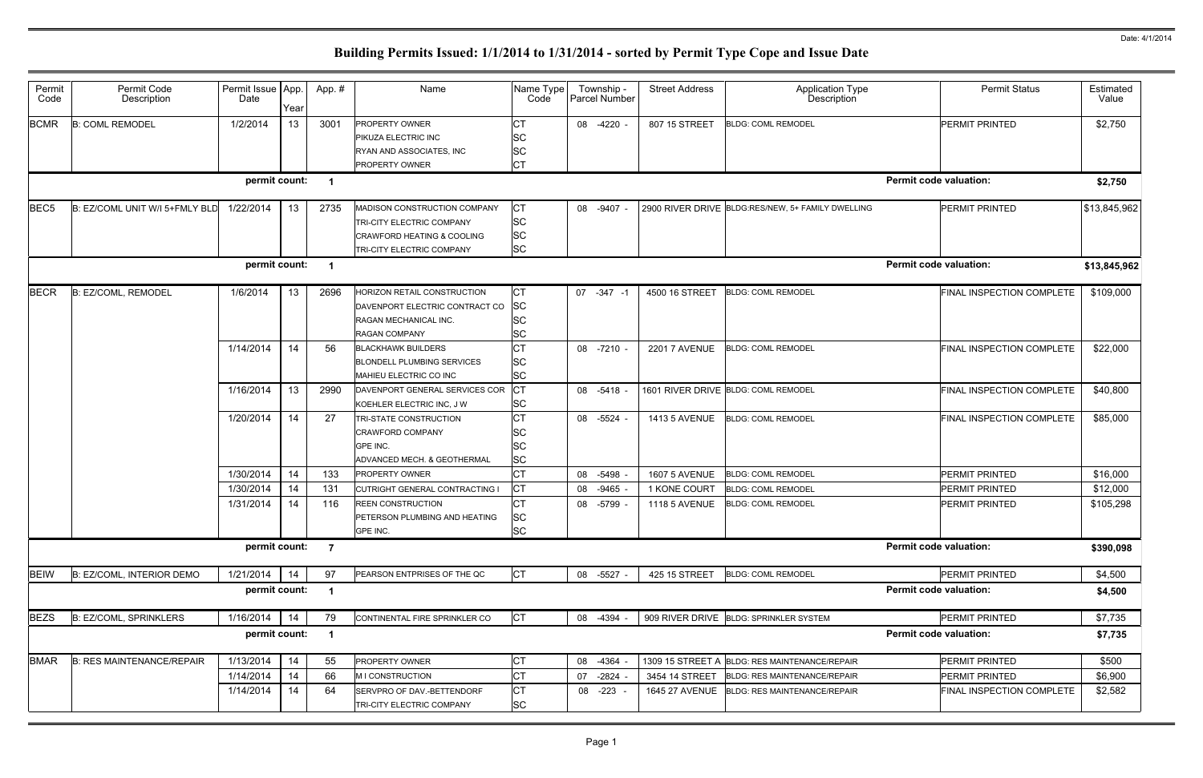Date: 4/1/2014

# Building Permits Issued: 1/1/2014 to 1/31/2014 - sorted by Permit Type Cope and Issue Date

| Permit Code | Permit Code Description | Permit Issue Date | App. Year | App. # | Name | Name Type Code | Township - Parcel Number | Street Address | Application Type Description | Permit Status | Estimated Value |
|---|---|---|---|---|---|---|---|---|---|---|---|
| BCMR | B: COML REMODEL | 1/2/2014 | 13 | 3001 | PROPERTY OWNER | CT | 08 -4220 - | 807 15 STREET | BLDG: COML REMODEL | PERMIT PRINTED | $2,750 |
| | | | | | PIKUZA ELECTRIC INC | SC | | | | | |
| | | | | | RYAN AND ASSOCIATES, INC | SC | | | | | |
| | | | | | PROPERTY OWNER | CT | | | | | |
| | | permit count: | | 1 | | | | | | Permit code valuation: | $2,750 |
| BEC5 | B: EZ/COML UNIT W/I 5+FMLY BLD | 1/22/2014 | 13 | 2735 | MADISON CONSTRUCTION COMPANY | CT | 08 -9407 - | 2900 RIVER DRIVE | BLDG:RES/NEW, 5+ FAMILY DWELLING | PERMIT PRINTED | $13,845,962 |
| | | | | | TRI-CITY ELECTRIC COMPANY | SC | | | | | |
| | | | | | CRAWFORD HEATING & COOLING | SC | | | | | |
| | | | | | TRI-CITY ELECTRIC COMPANY | SC | | | | | |
| | | permit count: | | 1 | | | | | | Permit code valuation: | $13,845,962 |
| BECR | B: EZ/COML, REMODEL | 1/6/2014 | 13 | 2696 | HORIZON RETAIL CONSTRUCTION | CT | 07 -347 -1 | 4500 16 STREET | BLDG: COML REMODEL | FINAL INSPECTION COMPLETE | $109,000 |
| | | | | | DAVENPORT ELECTRIC CONTRACT CO | SC | | | | | |
| | | | | | RAGAN MECHANICAL INC. | SC | | | | | |
| | | | | | RAGAN COMPANY | SC | | | | | |
| | | 1/14/2014 | 14 | 56 | BLACKHAWK BUILDERS | CT | 08 -7210 - | 2201 7 AVENUE | BLDG: COML REMODEL | FINAL INSPECTION COMPLETE | $22,000 |
| | | | | | BLONDELL PLUMBING SERVICES | SC | | | | | |
| | | | | | MAHIEU ELECTRIC CO INC | SC | | | | | |
| | | 1/16/2014 | 13 | 2990 | DAVENPORT GENERAL SERVICES COR | CT | 08 -5418 - | 1601 RIVER DRIVE | BLDG: COML REMODEL | FINAL INSPECTION COMPLETE | $40,800 |
| | | | | | KOEHLER ELECTRIC INC, J W | SC | | | | | |
| | | 1/20/2014 | 14 | 27 | TRI-STATE CONSTRUCTION | CT | 08 -5524 - | 1413 5 AVENUE | BLDG: COML REMODEL | FINAL INSPECTION COMPLETE | $85,000 |
| | | | | | CRAWFORD COMPANY | SC | | | | | |
| | | | | | GPE INC. | SC | | | | | |
| | | | | | ADVANCED MECH. & GEOTHERMAL | SC | | | | | |
| | | 1/30/2014 | 14 | 133 | PROPERTY OWNER | CT | 08 -5498 - | 1607 5 AVENUE | BLDG: COML REMODEL | PERMIT PRINTED | $16,000 |
| | | 1/30/2014 | 14 | 131 | CUTRIGHT GENERAL CONTRACTING I | CT | 08 -9465 - | 1 KONE COURT | BLDG: COML REMODEL | PERMIT PRINTED | $12,000 |
| | | 1/31/2014 | 14 | 116 | REEN CONSTRUCTION | CT | 08 -5799 - | 1118 5 AVENUE | BLDG: COML REMODEL | PERMIT PRINTED | $105,298 |
| | | | | | PETERSON PLUMBING AND HEATING | SC | | | | | |
| | | | | | GPE INC. | SC | | | | | |
| | | permit count: | | 7 | | | | | | Permit code valuation: | $390,098 |
| BEIW | B: EZ/COML, INTERIOR DEMO | 1/21/2014 | 14 | 97 | PEARSON ENTPRISES OF THE QC | CT | 08 -5527 - | 425 15 STREET | BLDG: COML REMODEL | PERMIT PRINTED | $4,500 |
| | | permit count: | | 1 | | | | | | Permit code valuation: | $4,500 |
| BEZS | B: EZ/COML, SPRINKLERS | 1/16/2014 | 14 | 79 | CONTINENTAL FIRE SPRINKLER CO | CT | 08 -4394 - | 909 RIVER DRIVE | BLDG: SPRINKLER SYSTEM | PERMIT PRINTED | $7,735 |
| | | permit count: | | 1 | | | | | | Permit code valuation: | $7,735 |
| BMAR | B: RES MAINTENANCE/REPAIR | 1/13/2014 | 14 | 55 | PROPERTY OWNER | CT | 08 -4364 - | 1309 15 STREET A | BLDG: RES MAINTENANCE/REPAIR | PERMIT PRINTED | $500 |
| | | 1/14/2014 | 14 | 66 | M I CONSTRUCTION | CT | 07 -2824 - | 3454 14 STREET | BLDG: RES MAINTENANCE/REPAIR | PERMIT PRINTED | $6,900 |
| | | 1/14/2014 | 14 | 64 | SERVPRO OF DAV.-BETTENDORF | CT | 08 -223 - | 1645 27 AVENUE | BLDG: RES MAINTENANCE/REPAIR | FINAL INSPECTION COMPLETE | $2,582 |
| | | | | | TRI-CITY ELECTRIC COMPANY | SC | | | | | |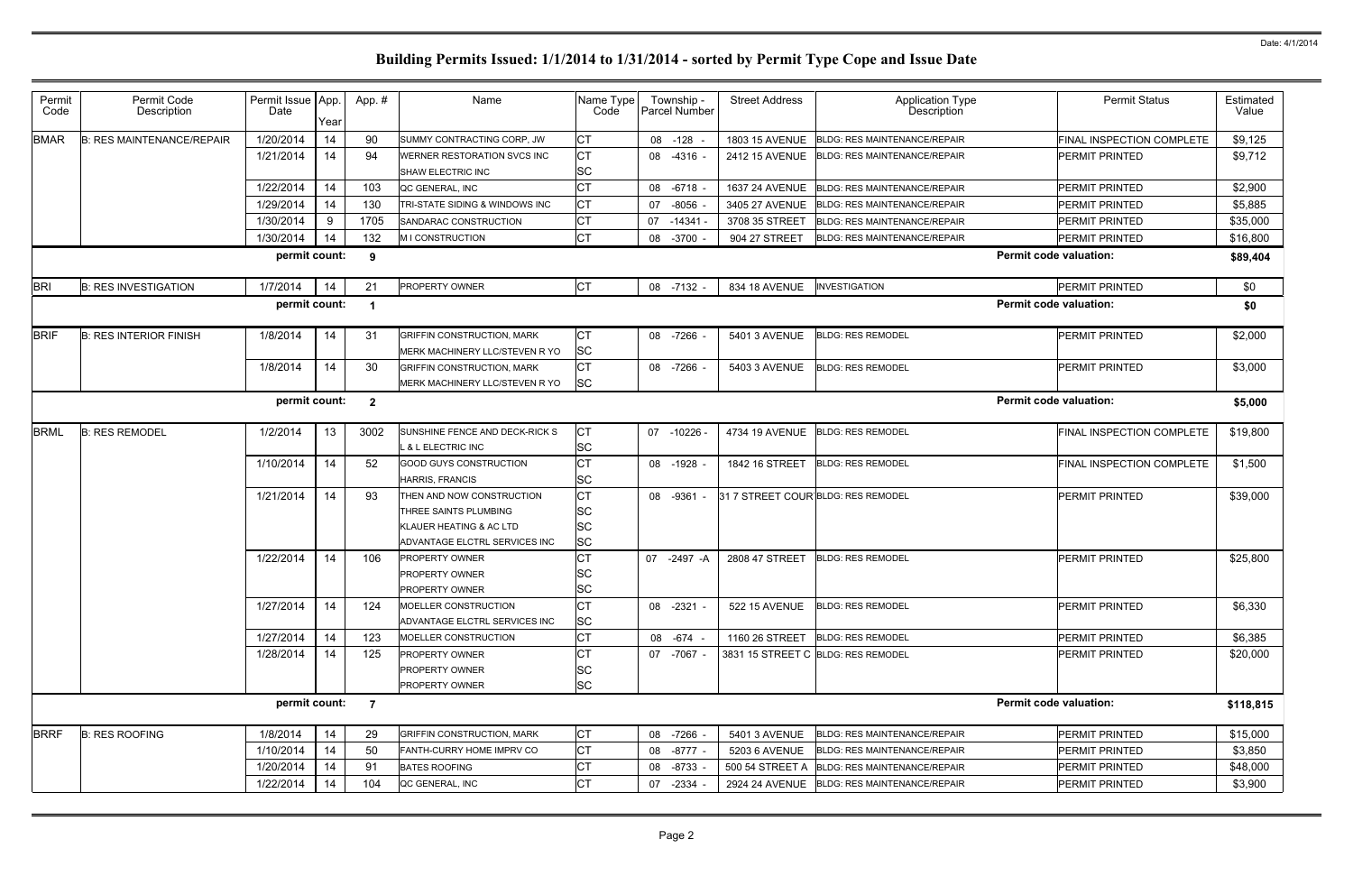# Building Permits Issued: 1/1/2014 to 1/31/2014 - sorted by Permit Type Cope and Issue Date

Date: 4/1/2014

| Permit Code | Permit Code Description | Permit Issue Date | App. Year | App. # | Name | Name Type Code | Township - Parcel Number | Street Address | Application Type Description | Permit Status | Estimated Value |
|---|---|---|---|---|---|---|---|---|---|---|---|
| BMAR | B: RES MAINTENANCE/REPAIR | 1/20/2014 | 14 | 90 | SUMMY CONTRACTING CORP, JW | CT | 08 -128 - | 1803 15 AVENUE | BLDG: RES MAINTENANCE/REPAIR | FINAL INSPECTION COMPLETE | $9,125 |
| | | 1/21/2014 | 14 | 94 | WERNER RESTORATION SVCS INC | CT | 08 -4316 - | 2412 15 AVENUE | BLDG: RES MAINTENANCE/REPAIR | PERMIT PRINTED | $9,712 |
| | | | | | SHAW ELECTRIC INC | SC | | | | | |
| | | 1/22/2014 | 14 | 103 | QC GENERAL, INC | CT | 08 -6718 - | 1637 24 AVENUE | BLDG: RES MAINTENANCE/REPAIR | PERMIT PRINTED | $2,900 |
| | | 1/29/2014 | 14 | 130 | TRI-STATE SIDING & WINDOWS INC | CT | 07 -8056 - | 3405 27 AVENUE | BLDG: RES MAINTENANCE/REPAIR | PERMIT PRINTED | $5,885 |
| | | 1/30/2014 | 9 | 1705 | SANDARAC CONSTRUCTION | CT | 07 -14341 - | 3708 35 STREET | BLDG: RES MAINTENANCE/REPAIR | PERMIT PRINTED | $35,000 |
| | | 1/30/2014 | 14 | 132 | M I CONSTRUCTION | CT | 08 -3700 - | 904 27 STREET | BLDG: RES MAINTENANCE/REPAIR | PERMIT PRINTED | $16,800 |
| | | permit count: | | 9 | | | | | | Permit code valuation: | $89,404 |
| BRI | B: RES INVESTIGATION | 1/7/2014 | 14 | 21 | PROPERTY OWNER | CT | 08 -7132 - | 834 18 AVENUE | INVESTIGATION | PERMIT PRINTED | $0 |
| | | permit count: | | 1 | | | | | | Permit code valuation: | $0 |
| BRIF | B: RES INTERIOR FINISH | 1/8/2014 | 14 | 31 | GRIFFIN CONSTRUCTION, MARK | CT | 08 -7266 - | 5401 3 AVENUE | BLDG: RES REMODEL | PERMIT PRINTED | $2,000 |
| | | | | | MERK MACHINERY LLC/STEVEN R YO | SC | | | | | |
| | | 1/8/2014 | 14 | 30 | GRIFFIN CONSTRUCTION, MARK | CT | 08 -7266 - | 5403 3 AVENUE | BLDG: RES REMODEL | PERMIT PRINTED | $3,000 |
| | | | | | MERK MACHINERY LLC/STEVEN R YO | SC | | | | | |
| | | permit count: | | 2 | | | | | | Permit code valuation: | $5,000 |
| BRML | B: RES REMODEL | 1/2/2014 | 13 | 3002 | SUNSHINE FENCE AND DECK-RICK S | CT | 07 -10226 - | 4734 19 AVENUE | BLDG: RES REMODEL | FINAL INSPECTION COMPLETE | $19,800 |
| | | | | | L & L ELECTRIC INC | SC | | | | | |
| | | 1/10/2014 | 14 | 52 | GOOD GUYS CONSTRUCTION | CT | 08 -1928 - | 1842 16 STREET | BLDG: RES REMODEL | FINAL INSPECTION COMPLETE | $1,500 |
| | | | | | HARRIS, FRANCIS | SC | | | | | |
| | | 1/21/2014 | 14 | 93 | THEN AND NOW CONSTRUCTION | CT | 08 -9361 - | 31 7 STREET COUR | BLDG: RES REMODEL | PERMIT PRINTED | $39,000 |
| | | | | | THREE SAINTS PLUMBING | SC | | | | | |
| | | | | | KLAUER HEATING & AC LTD | SC | | | | | |
| | | | | | ADVANTAGE ELCTRL SERVICES INC | SC | | | | | |
| | | 1/22/2014 | 14 | 106 | PROPERTY OWNER | CT | 07 -2497 -A | 2808 47 STREET | BLDG: RES REMODEL | PERMIT PRINTED | $25,800 |
| | | | | | PROPERTY OWNER | SC | | | | | |
| | | | | | PROPERTY OWNER | SC | | | | | |
| | | 1/27/2014 | 14 | 124 | MOELLER CONSTRUCTION | CT | 08 -2321 - | 522 15 AVENUE | BLDG: RES REMODEL | PERMIT PRINTED | $6,330 |
| | | | | | ADVANTAGE ELCTRL SERVICES INC | SC | | | | | |
| | | 1/27/2014 | 14 | 123 | MOELLER CONSTRUCTION | CT | 08 -674 - | 1160 26 STREET | BLDG: RES REMODEL | PERMIT PRINTED | $6,385 |
| | | 1/28/2014 | 14 | 125 | PROPERTY OWNER | CT | 07 -7067 - | 3831 15 STREET C | BLDG: RES REMODEL | PERMIT PRINTED | $20,000 |
| | | | | | PROPERTY OWNER | SC | | | | | |
| | | | | | PROPERTY OWNER | SC | | | | | |
| | | permit count: | | 7 | | | | | | Permit code valuation: | $118,815 |
| BRRF | B: RES ROOFING | 1/8/2014 | 14 | 29 | GRIFFIN CONSTRUCTION, MARK | CT | 08 -7266 - | 5401 3 AVENUE | BLDG: RES MAINTENANCE/REPAIR | PERMIT PRINTED | $15,000 |
| | | 1/10/2014 | 14 | 50 | FANTH-CURRY HOME IMPRV CO | CT | 08 -8777 - | 5203 6 AVENUE | BLDG: RES MAINTENANCE/REPAIR | PERMIT PRINTED | $3,850 |
| | | 1/20/2014 | 14 | 91 | BATES ROOFING | CT | 08 -8733 - | 500 54 STREET A | BLDG: RES MAINTENANCE/REPAIR | PERMIT PRINTED | $48,000 |
| | | 1/22/2014 | 14 | 104 | QC GENERAL, INC | CT | 07 -2334 - | 2924 24 AVENUE | BLDG: RES MAINTENANCE/REPAIR | PERMIT PRINTED | $3,900 |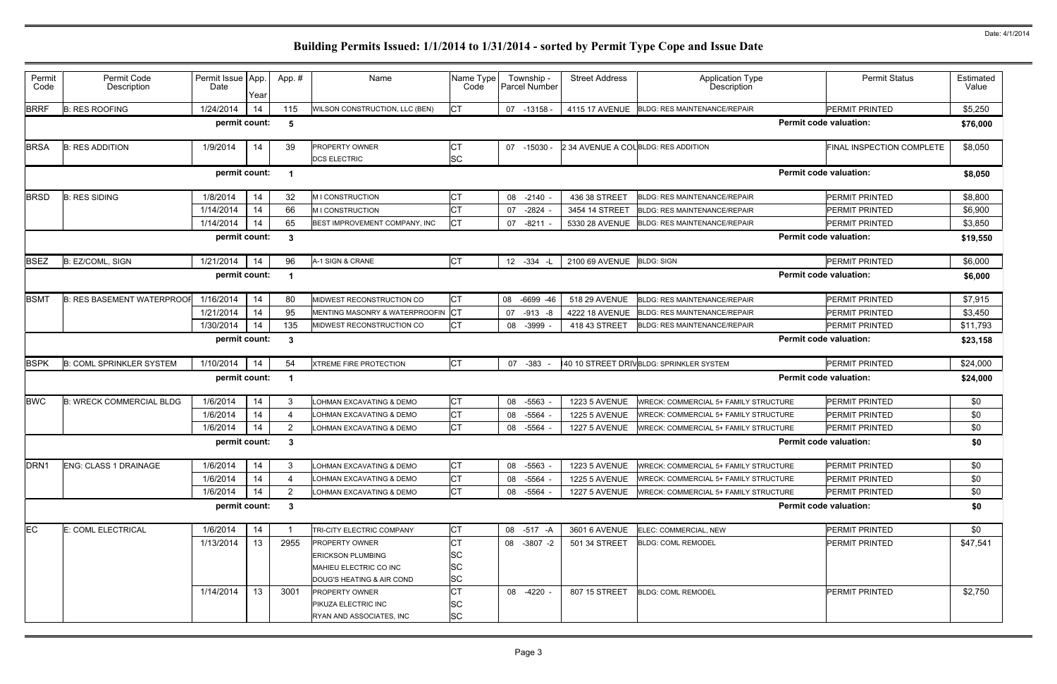# Building Permits Issued: 1/1/2014 to 1/31/2014 - sorted by Permit Type Cope and Issue Date

| Permit Code | Permit Code Description | Permit Issue Date | App. Year | App. # | Name | Name Type Code | Township - Parcel Number | Street Address | Application Type Description | Permit Status | Estimated Value |
|---|---|---|---|---|---|---|---|---|---|---|---|
| BRRF | B: RES ROOFING | 1/24/2014 | 14 | 115 | WILSON CONSTRUCTION, LLC (BEN) | CT | 07 -13158 - | 4115 17 AVENUE | BLDG: RES MAINTENANCE/REPAIR | PERMIT PRINTED | $5,250 |
| | | permit count: | | 5 | | | | | | Permit code valuation: | $76,000 |
| BRSA | B: RES ADDITION | 1/9/2014 | 14 | 39 | PROPERTY OWNER<br>DCS ELECTRIC | CT<br>SC | 07 -15030 - | 2 34 AVENUE A COL | BLDG: RES ADDITION | FINAL INSPECTION COMPLETE | $8,050 |
| | | permit count: | | 1 | | | | | | Permit code valuation: | $8,050 |
| BRSD | B: RES SIDING | 1/8/2014 | 14 | 32 | M I CONSTRUCTION | CT | 08 -2140 - | 436 38 STREET | BLDG: RES MAINTENANCE/REPAIR | PERMIT PRINTED | $8,800 |
| | | 1/14/2014 | 14 | 66 | M I CONSTRUCTION | CT | 07 -2824 - | 3454 14 STREET | BLDG: RES MAINTENANCE/REPAIR | PERMIT PRINTED | $6,900 |
| | | 1/14/2014 | 14 | 65 | BEST IMPROVEMENT COMPANY, INC | CT | 07 -8211 - | 5330 28 AVENUE | BLDG: RES MAINTENANCE/REPAIR | PERMIT PRINTED | $3,850 |
| | | permit count: | | 3 | | | | | | Permit code valuation: | $19,550 |
| BSEZ | B: EZ/COML, SIGN | 1/21/2014 | 14 | 96 | A-1 SIGN & CRANE | CT | 12 -334 -L | 2100 69 AVENUE | BLDG: SIGN | PERMIT PRINTED | $6,000 |
| | | permit count: | | 1 | | | | | | Permit code valuation: | $6,000 |
| BSMT | B: RES BASEMENT WATERPROOF | 1/16/2014 | 14 | 80 | MIDWEST RECONSTRUCTION CO | CT | 08 -6699 -46 | 518 29 AVENUE | BLDG: RES MAINTENANCE/REPAIR | PERMIT PRINTED | $7,915 |
| | | 1/21/2014 | 14 | 95 | MENTING MASONRY & WATERPROOFIN | CT | 07 -913 -8 | 4222 18 AVENUE | BLDG: RES MAINTENANCE/REPAIR | PERMIT PRINTED | $3,450 |
| | | 1/30/2014 | 14 | 135 | MIDWEST RECONSTRUCTION CO | CT | 08 -3999 - | 418 43 STREET | BLDG: RES MAINTENANCE/REPAIR | PERMIT PRINTED | $11,793 |
| | | permit count: | | 3 | | | | | | Permit code valuation: | $23,158 |
| BSPK | B: COML SPRINKLER SYSTEM | 1/10/2014 | 14 | 54 | XTREME FIRE PROTECTION | CT | 07 -383 - | 40 10 STREET DRIV | BLDG: SPRINKLER SYSTEM | PERMIT PRINTED | $24,000 |
| | | permit count: | | 1 | | | | | | Permit code valuation: | $24,000 |
| BWC | B: WRECK COMMERCIAL BLDG | 1/6/2014 | 14 | 3 | LOHMAN EXCAVATING & DEMO | CT | 08 -5563 - | 1223 5 AVENUE | WRECK: COMMERCIAL 5+ FAMILY STRUCTURE | PERMIT PRINTED | $0 |
| | | 1/6/2014 | 14 | 4 | LOHMAN EXCAVATING & DEMO | CT | 08 -5564 - | 1225 5 AVENUE | WRECK: COMMERCIAL 5+ FAMILY STRUCTURE | PERMIT PRINTED | $0 |
| | | 1/6/2014 | 14 | 2 | LOHMAN EXCAVATING & DEMO | CT | 08 -5564 - | 1227 5 AVENUE | WRECK: COMMERCIAL 5+ FAMILY STRUCTURE | PERMIT PRINTED | $0 |
| | | permit count: | | 3 | | | | | | Permit code valuation: | $0 |
| DRN1 | ENG: CLASS 1 DRAINAGE | 1/6/2014 | 14 | 3 | LOHMAN EXCAVATING & DEMO | CT | 08 -5563 - | 1223 5 AVENUE | WRECK: COMMERCIAL 5+ FAMILY STRUCTURE | PERMIT PRINTED | $0 |
| | | 1/6/2014 | 14 | 4 | LOHMAN EXCAVATING & DEMO | CT | 08 -5564 - | 1225 5 AVENUE | WRECK: COMMERCIAL 5+ FAMILY STRUCTURE | PERMIT PRINTED | $0 |
| | | 1/6/2014 | 14 | 2 | LOHMAN EXCAVATING & DEMO | CT | 08 -5564 - | 1227 5 AVENUE | WRECK: COMMERCIAL 5+ FAMILY STRUCTURE | PERMIT PRINTED | $0 |
| | | permit count: | | 3 | | | | | | Permit code valuation: | $0 |
| EC | E: COML ELECTRICAL | 1/6/2014 | 14 | 1 | TRI-CITY ELECTRIC COMPANY | CT | 08 -517 -A | 3601 6 AVENUE | ELEC: COMMERCIAL, NEW | PERMIT PRINTED | $0 |
| | | 1/13/2014 | 13 | 2955 | PROPERTY OWNER<br>ERICKSON PLUMBING<br>MAHIEU ELECTRIC CO INC<br>DOUG'S HEATING & AIR COND | CT<br>SC<br>SC<br>SC | 08 -3807 -2 | 501 34 STREET | BLDG: COML REMODEL | PERMIT PRINTED | $47,541 |
| | | 1/14/2014 | 13 | 3001 | PROPERTY OWNER<br>PIKUZA ELECTRIC INC<br>RYAN AND ASSOCIATES, INC | CT<br>SC<br>SC | 08 -4220 - | 807 15 STREET | BLDG: COML REMODEL | PERMIT PRINTED | $2,750 |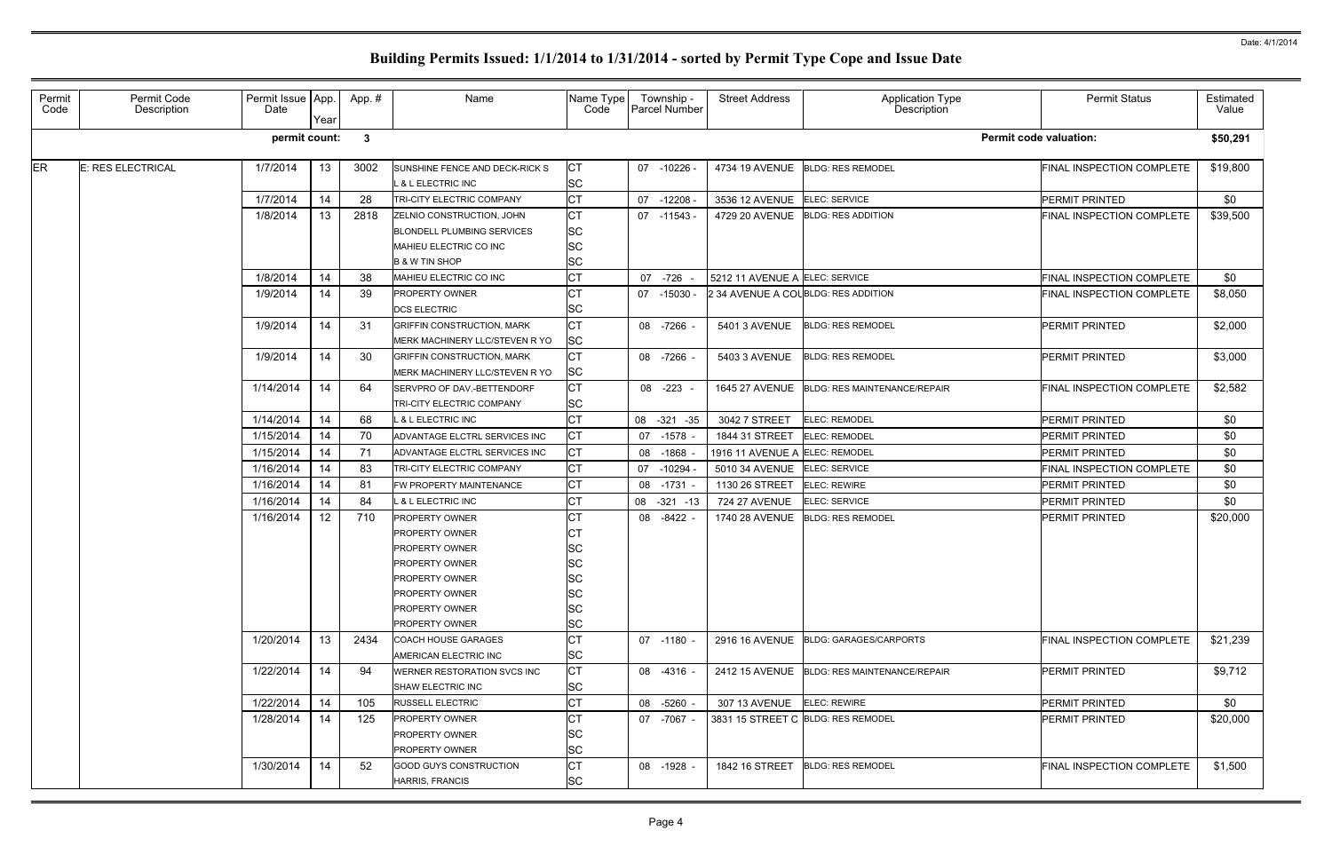# Building Permits Issued: 1/1/2014 to 1/31/2014 - sorted by Permit Type Cope and Issue Date

Date: 4/1/2014

| Permit Code | Permit Code Description | Permit Issue Date | App. Year | App. # | Name | Name Type Code | Township - Parcel Number | Street Address | Application Type Description | Permit Status | Estimated Value |
|---|---|---|---|---|---|---|---|---|---|---|---|
| | | **permit count:** | | **3** | | | | | | **Permit code valuation:** | **$50,291** |
| ER | E: RES ELECTRICAL | 1/7/2014 | 13 | 3002 | SUNSHINE FENCE AND DECK-RICK S<br>L & L ELECTRIC INC | CT<br>SC | 07 -10226 - | 4734 19 AVENUE | BLDG: RES REMODEL | FINAL INSPECTION COMPLETE | $19,800 |
| | | 1/7/2014 | 14 | 28 | TRI-CITY ELECTRIC COMPANY | CT | 07 -12208 - | 3536 12 AVENUE | ELEC: SERVICE | PERMIT PRINTED | $0 |
| | | 1/8/2014 | 13 | 2818 | ZELNIO CONSTRUCTION, JOHN<br>BLONDELL PLUMBING SERVICES<br>MAHIEU ELECTRIC CO INC<br>B & W TIN SHOP | CT<br>SC<br>SC<br>SC | 07 -11543 - | 4729 20 AVENUE | BLDG: RES ADDITION | FINAL INSPECTION COMPLETE | $39,500 |
| | | 1/8/2014 | 14 | 38 | MAHIEU ELECTRIC CO INC | CT | 07 -726 - | 5212 11 AVENUE A | ELEC: SERVICE | FINAL INSPECTION COMPLETE | $0 |
| | | 1/9/2014 | 14 | 39 | PROPERTY OWNER<br>DCS ELECTRIC | CT<br>SC | 07 -15030 - | 2 34 AVENUE A COL | BLDG: RES ADDITION | FINAL INSPECTION COMPLETE | $8,050 |
| | | 1/9/2014 | 14 | 31 | GRIFFIN CONSTRUCTION, MARK<br>MERK MACHINERY LLC/STEVEN R YO | CT<br>SC | 08 -7266 - | 5401 3 AVENUE | BLDG: RES REMODEL | PERMIT PRINTED | $2,000 |
| | | 1/9/2014 | 14 | 30 | GRIFFIN CONSTRUCTION, MARK<br>MERK MACHINERY LLC/STEVEN R YO | CT<br>SC | 08 -7266 - | 5403 3 AVENUE | BLDG: RES REMODEL | PERMIT PRINTED | $3,000 |
| | | 1/14/2014 | 14 | 64 | SERVPRO OF DAV.-BETTENDORF<br>TRI-CITY ELECTRIC COMPANY | CT<br>SC | 08 -223 - | 1645 27 AVENUE | BLDG: RES MAINTENANCE/REPAIR | FINAL INSPECTION COMPLETE | $2,582 |
| | | 1/14/2014 | 14 | 68 | L & L ELECTRIC INC | CT | 08 -321 -35 | 3042 7 STREET | ELEC: REMODEL | PERMIT PRINTED | $0 |
| | | 1/15/2014 | 14 | 70 | ADVANTAGE ELCTRL SERVICES INC | CT | 07 -1578 - | 1844 31 STREET | ELEC: REMODEL | PERMIT PRINTED | $0 |
| | | 1/15/2014 | 14 | 71 | ADVANTAGE ELCTRL SERVICES INC | CT | 08 -1868 - | 1916 11 AVENUE A | ELEC: REMODEL | PERMIT PRINTED | $0 |
| | | 1/16/2014 | 14 | 83 | TRI-CITY ELECTRIC COMPANY | CT | 07 -10294 - | 5010 34 AVENUE | ELEC: SERVICE | FINAL INSPECTION COMPLETE | $0 |
| | | 1/16/2014 | 14 | 81 | FW PROPERTY MAINTENANCE | CT | 08 -1731 - | 1130 26 STREET | ELEC: REWIRE | PERMIT PRINTED | $0 |
| | | 1/16/2014 | 14 | 84 | L & L ELECTRIC INC | CT | 08 -321 -13 | 724 27 AVENUE | ELEC: SERVICE | PERMIT PRINTED | $0 |
| | | 1/16/2014 | 12 | 710 | PROPERTY OWNER<br>PROPERTY OWNER<br>PROPERTY OWNER<br>PROPERTY OWNER<br>PROPERTY OWNER<br>PROPERTY OWNER<br>PROPERTY OWNER<br>PROPERTY OWNER | CT<br>CT<br>SC<br>SC<br>SC<br>SC<br>SC<br>SC | 08 -8422 - | 1740 28 AVENUE | BLDG: RES REMODEL | PERMIT PRINTED | $20,000 |
| | | 1/20/2014 | 13 | 2434 | COACH HOUSE GARAGES<br>AMERICAN ELECTRIC INC | CT<br>SC | 07 -1180 - | 2916 16 AVENUE | BLDG: GARAGES/CARPORTS | FINAL INSPECTION COMPLETE | $21,239 |
| | | 1/22/2014 | 14 | 94 | WERNER RESTORATION SVCS INC<br>SHAW ELECTRIC INC | CT<br>SC | 08 -4316 - | 2412 15 AVENUE | BLDG: RES MAINTENANCE/REPAIR | PERMIT PRINTED | $9,712 |
| | | 1/22/2014 | 14 | 105 | RUSSELL ELECTRIC | CT | 08 -5260 - | 307 13 AVENUE | ELEC: REWIRE | PERMIT PRINTED | $0 |
| | | 1/28/2014 | 14 | 125 | PROPERTY OWNER<br>PROPERTY OWNER<br>PROPERTY OWNER | CT<br>SC<br>SC | 07 -7067 - | 3831 15 STREET C | BLDG: RES REMODEL | PERMIT PRINTED | $20,000 |
| | | 1/30/2014 | 14 | 52 | GOOD GUYS CONSTRUCTION<br>HARRIS, FRANCIS | CT<br>SC | 08 -1928 - | 1842 16 STREET | BLDG: RES REMODEL | FINAL INSPECTION COMPLETE | $1,500 |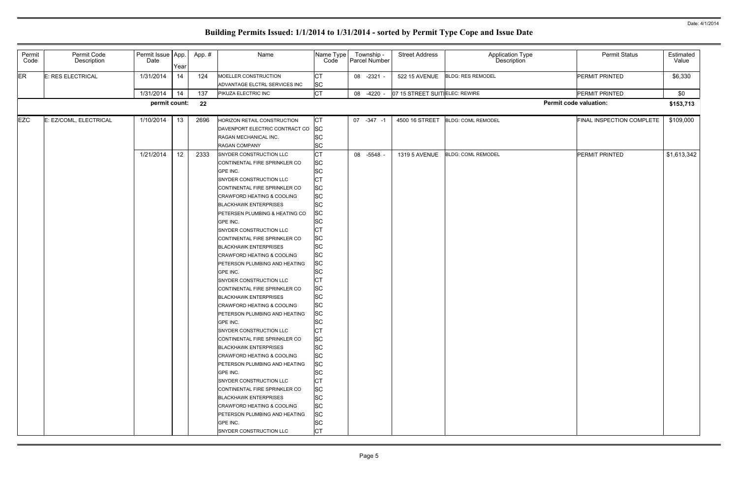# Building Permits Issued: 1/1/2014 to 1/31/2014 - sorted by Permit Type Cope and Issue Date

| Permit Code | Permit Code Description | Permit Issue Date | App. Year | App. # | Name | Name Type Code | Township - Parcel Number | Street Address | Application Type Description | Permit Status | Estimated Value |
|---|---|---|---|---|---|---|---|---|---|---|---|
| ER | E: RES ELECTRICAL | 1/31/2014 | 14 | 124 | MOELLER CONSTRUCTION | CT | 08 -2321 - | 522 15 AVENUE | BLDG: RES REMODEL | PERMIT PRINTED | $6,330 |
| | | | | | ADVANTAGE ELCTRL SERVICES INC | SC | | | | | |
| | | 1/31/2014 | 14 | 137 | PIKUZA ELECTRIC INC | CT | 08 -4220 - | 07 15 STREET SUITI | ELEC: REWIRE | PERMIT PRINTED | $0 |
| | | **permit count:** | | **22** | | | | | | **Permit code valuation:** | **$153,713** |
| EZC | E: EZ/COML, ELECTRICAL | 1/10/2014 | 13 | 2696 | HORIZON RETAIL CONSTRUCTION | CT | 07 -347 -1 | 4500 16 STREET | BLDG: COML REMODEL | FINAL INSPECTION COMPLETE | $109,000 |
| | | | | | DAVENPORT ELECTRIC CONTRACT CO | SC | | | | | |
| | | | | | RAGAN MECHANICAL INC. | SC | | | | | |
| | | | | | RAGAN COMPANY | SC | | | | | |
| | | 1/21/2014 | 12 | 2333 | SNYDER CONSTRUCTION LLC | CT | 08 -5548 - | 1319 5 AVENUE | BLDG: COML REMODEL | PERMIT PRINTED | $1,613,342 |
| | | | | | CONTINENTAL FIRE SPRINKLER CO | SC | | | | | |
| | | | | | GPE INC. | SC | | | | | |
| | | | | | SNYDER CONSTRUCTION LLC | CT | | | | | |
| | | | | | CONTINENTAL FIRE SPRINKLER CO | SC | | | | | |
| | | | | | CRAWFORD HEATING & COOLING | SC | | | | | |
| | | | | | BLACKHAWK ENTERPRISES | SC | | | | | |
| | | | | | PETERSEN PLUMBING & HEATING CO | SC | | | | | |
| | | | | | GPE INC. | SC | | | | | |
| | | | | | SNYDER CONSTRUCTION LLC | CT | | | | | |
| | | | | | CONTINENTAL FIRE SPRINKLER CO | SC | | | | | |
| | | | | | BLACKHAWK ENTERPRISES | SC | | | | | |
| | | | | | CRAWFORD HEATING & COOLING | SC | | | | | |
| | | | | | PETERSON PLUMBING AND HEATING | SC | | | | | |
| | | | | | GPE INC. | SC | | | | | |
| | | | | | SNYDER CONSTRUCTION LLC | CT | | | | | |
| | | | | | CONTINENTAL FIRE SPRINKLER CO | SC | | | | | |
| | | | | | BLACKHAWK ENTERPRISES | SC | | | | | |
| | | | | | CRAWFORD HEATING & COOLING | SC | | | | | |
| | | | | | PETERSON PLUMBING AND HEATING | SC | | | | | |
| | | | | | GPE INC. | SC | | | | | |
| | | | | | SNYDER CONSTRUCTION LLC | CT | | | | | |
| | | | | | CONTINENTAL FIRE SPRINKLER CO | SC | | | | | |
| | | | | | BLACKHAWK ENTERPRISES | SC | | | | | |
| | | | | | CRAWFORD HEATING & COOLING | SC | | | | | |
| | | | | | PETERSON PLUMBING AND HEATING | SC | | | | | |
| | | | | | GPE INC. | SC | | | | | |
| | | | | | SNYDER CONSTRUCTION LLC | CT | | | | | |
| | | | | | CONTINENTAL FIRE SPRINKLER CO | SC | | | | | |
| | | | | | BLACKHAWK ENTERPRISES | SC | | | | | |
| | | | | | CRAWFORD HEATING & COOLING | SC | | | | | |
| | | | | | PETERSON PLUMBING AND HEATING | SC | | | | | |
| | | | | | GPE INC. | SC | | | | | |
| | | | | | SNYDER CONSTRUCTION LLC | CT | | | | | |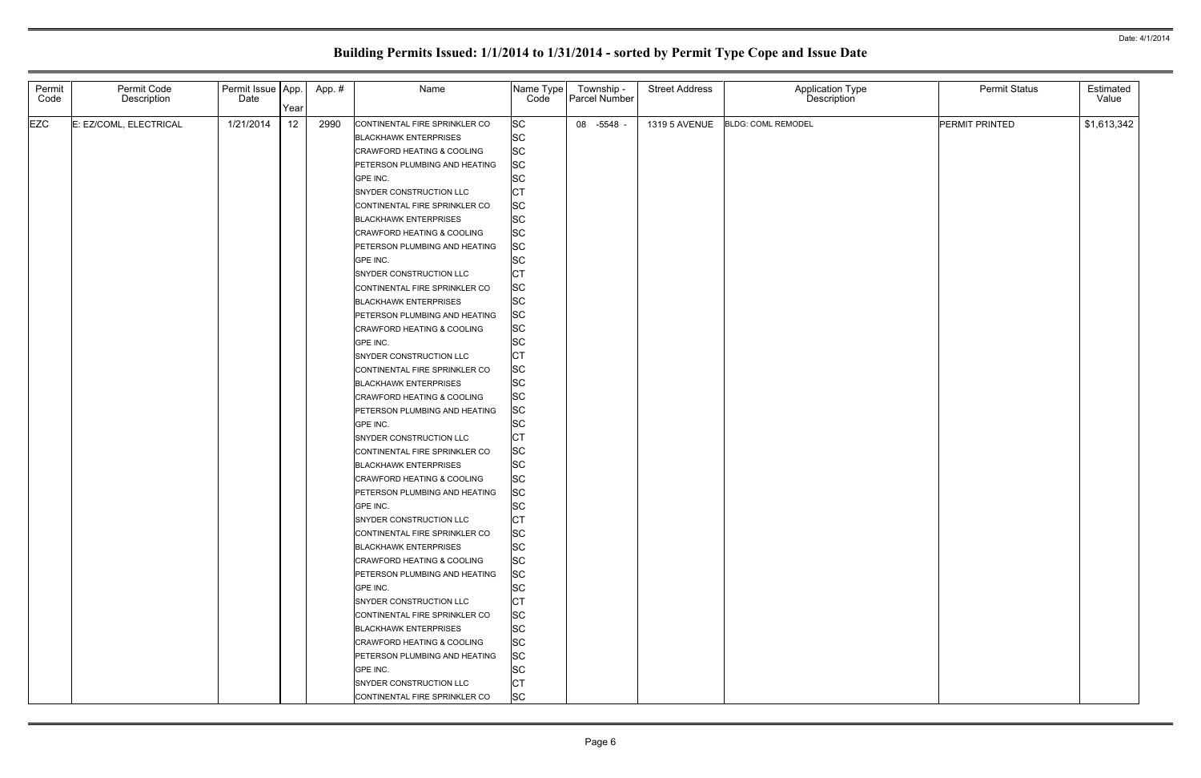# Building Permits Issued: 1/1/2014 to 1/31/2014 - sorted by Permit Type Cope and Issue Date

| Permit Code | Permit Code Description | Permit Issue Date | App. Year | App. # | Name | Name Type Code | Township - Parcel Number | Street Address | Application Type Description | Permit Status | Estimated Value |
|---|---|---|---|---|---|---|---|---|---|---|---|
| EZC | E: EZ/COML, ELECTRICAL | 1/21/2014 | 12 | 2990 | CONTINENTAL FIRE SPRINKLER CO | SC | 08 -5548 - | 1319 5 AVENUE | BLDG: COML REMODEL | PERMIT PRINTED | $1,613,342 |
| | | | | | BLACKHAWK ENTERPRISES | SC | | | | | |
| | | | | | CRAWFORD HEATING & COOLING | SC | | | | | |
| | | | | | PETERSON PLUMBING AND HEATING | SC | | | | | |
| | | | | | GPE INC. | SC | | | | | |
| | | | | | SNYDER CONSTRUCTION LLC | CT | | | | | |
| | | | | | CONTINENTAL FIRE SPRINKLER CO | SC | | | | | |
| | | | | | BLACKHAWK ENTERPRISES | SC | | | | | |
| | | | | | CRAWFORD HEATING & COOLING | SC | | | | | |
| | | | | | PETERSON PLUMBING AND HEATING | SC | | | | | |
| | | | | | GPE INC. | SC | | | | | |
| | | | | | SNYDER CONSTRUCTION LLC | CT | | | | | |
| | | | | | CONTINENTAL FIRE SPRINKLER CO | SC | | | | | |
| | | | | | BLACKHAWK ENTERPRISES | SC | | | | | |
| | | | | | PETERSON PLUMBING AND HEATING | SC | | | | | |
| | | | | | CRAWFORD HEATING & COOLING | SC | | | | | |
| | | | | | GPE INC. | SC | | | | | |
| | | | | | SNYDER CONSTRUCTION LLC | CT | | | | | |
| | | | | | CONTINENTAL FIRE SPRINKLER CO | SC | | | | | |
| | | | | | BLACKHAWK ENTERPRISES | SC | | | | | |
| | | | | | CRAWFORD HEATING & COOLING | SC | | | | | |
| | | | | | PETERSON PLUMBING AND HEATING | SC | | | | | |
| | | | | | GPE INC. | SC | | | | | |
| | | | | | SNYDER CONSTRUCTION LLC | CT | | | | | |
| | | | | | CONTINENTAL FIRE SPRINKLER CO | SC | | | | | |
| | | | | | BLACKHAWK ENTERPRISES | SC | | | | | |
| | | | | | CRAWFORD HEATING & COOLING | SC | | | | | |
| | | | | | PETERSON PLUMBING AND HEATING | SC | | | | | |
| | | | | | GPE INC. | SC | | | | | |
| | | | | | SNYDER CONSTRUCTION LLC | CT | | | | | |
| | | | | | CONTINENTAL FIRE SPRINKLER CO | SC | | | | | |
| | | | | | BLACKHAWK ENTERPRISES | SC | | | | | |
| | | | | | CRAWFORD HEATING & COOLING | SC | | | | | |
| | | | | | PETERSON PLUMBING AND HEATING | SC | | | | | |
| | | | | | GPE INC. | SC | | | | | |
| | | | | | SNYDER CONSTRUCTION LLC | CT | | | | | |
| | | | | | CONTINENTAL FIRE SPRINKLER CO | SC | | | | | |
| | | | | | BLACKHAWK ENTERPRISES | SC | | | | | |
| | | | | | CRAWFORD HEATING & COOLING | SC | | | | | |
| | | | | | PETERSON PLUMBING AND HEATING | SC | | | | | |
| | | | | | GPE INC. | SC | | | | | |
| | | | | | SNYDER CONSTRUCTION LLC | CT | | | | | |
| | | | | | CONTINENTAL FIRE SPRINKLER CO | SC | | | | | |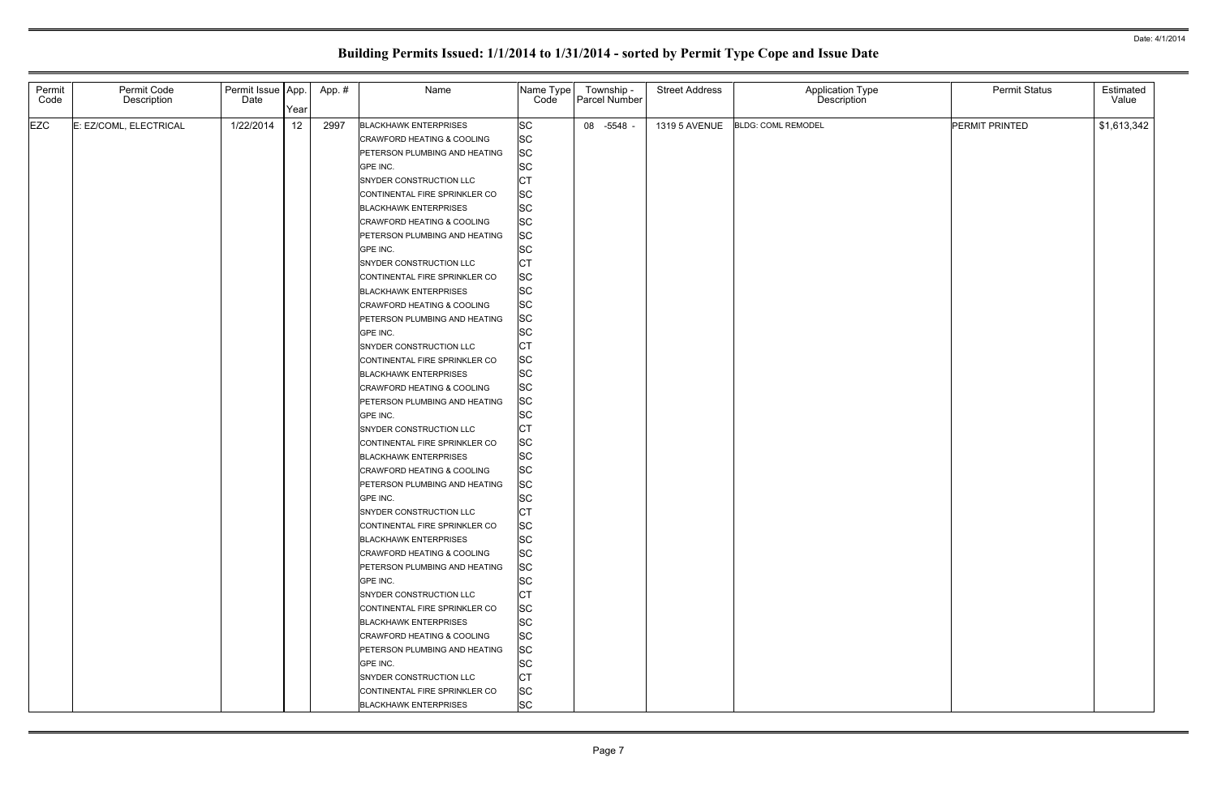# Building Permits Issued: 1/1/2014 to 1/31/2014 - sorted by Permit Type Cope and Issue Date

Date: 4/1/2014

| Permit Code | Permit Code Description | Permit Issue Date | App. Year | App. # | Name | Name Type Code | Township - Parcel Number | Street Address | Application Type Description | Permit Status | Estimated Value |
|---|---|---|---|---|---|---|---|---|---|---|---|
| EZC | E: EZ/COML, ELECTRICAL | 1/22/2014 | 12 | 2997 | BLACKHAWK ENTERPRISES | SC | 08 -5548 - | 1319 5 AVENUE | BLDG: COML REMODEL | PERMIT PRINTED | $1,613,342 |
| | | | | | CRAWFORD HEATING & COOLING | SC | | | | | |
| | | | | | PETERSON PLUMBING AND HEATING | SC | | | | | |
| | | | | | GPE INC. | SC | | | | | |
| | | | | | SNYDER CONSTRUCTION LLC | CT | | | | | |
| | | | | | CONTINENTAL FIRE SPRINKLER CO | SC | | | | | |
| | | | | | BLACKHAWK ENTERPRISES | SC | | | | | |
| | | | | | CRAWFORD HEATING & COOLING | SC | | | | | |
| | | | | | PETERSON PLUMBING AND HEATING | SC | | | | | |
| | | | | | GPE INC. | SC | | | | | |
| | | | | | SNYDER CONSTRUCTION LLC | CT | | | | | |
| | | | | | CONTINENTAL FIRE SPRINKLER CO | SC | | | | | |
| | | | | | BLACKHAWK ENTERPRISES | SC | | | | | |
| | | | | | CRAWFORD HEATING & COOLING | SC | | | | | |
| | | | | | PETERSON PLUMBING AND HEATING | SC | | | | | |
| | | | | | GPE INC. | SC | | | | | |
| | | | | | SNYDER CONSTRUCTION LLC | CT | | | | | |
| | | | | | CONTINENTAL FIRE SPRINKLER CO | SC | | | | | |
| | | | | | BLACKHAWK ENTERPRISES | SC | | | | | |
| | | | | | CRAWFORD HEATING & COOLING | SC | | | | | |
| | | | | | PETERSON PLUMBING AND HEATING | SC | | | | | |
| | | | | | GPE INC. | SC | | | | | |
| | | | | | SNYDER CONSTRUCTION LLC | CT | | | | | |
| | | | | | CONTINENTAL FIRE SPRINKLER CO | SC | | | | | |
| | | | | | BLACKHAWK ENTERPRISES | SC | | | | | |
| | | | | | CRAWFORD HEATING & COOLING | SC | | | | | |
| | | | | | PETERSON PLUMBING AND HEATING | SC | | | | | |
| | | | | | GPE INC. | SC | | | | | |
| | | | | | SNYDER CONSTRUCTION LLC | CT | | | | | |
| | | | | | CONTINENTAL FIRE SPRINKLER CO | SC | | | | | |
| | | | | | BLACKHAWK ENTERPRISES | SC | | | | | |
| | | | | | CRAWFORD HEATING & COOLING | SC | | | | | |
| | | | | | PETERSON PLUMBING AND HEATING | SC | | | | | |
| | | | | | GPE INC. | SC | | | | | |
| | | | | | SNYDER CONSTRUCTION LLC | CT | | | | | |
| | | | | | CONTINENTAL FIRE SPRINKLER CO | SC | | | | | |
| | | | | | BLACKHAWK ENTERPRISES | SC | | | | | |
| | | | | | CRAWFORD HEATING & COOLING | SC | | | | | |
| | | | | | PETERSON PLUMBING AND HEATING | SC | | | | | |
| | | | | | GPE INC. | SC | | | | | |
| | | | | | SNYDER CONSTRUCTION LLC | CT | | | | | |
| | | | | | CONTINENTAL FIRE SPRINKLER CO | SC | | | | | |
| | | | | | BLACKHAWK ENTERPRISES | SC | | | | | |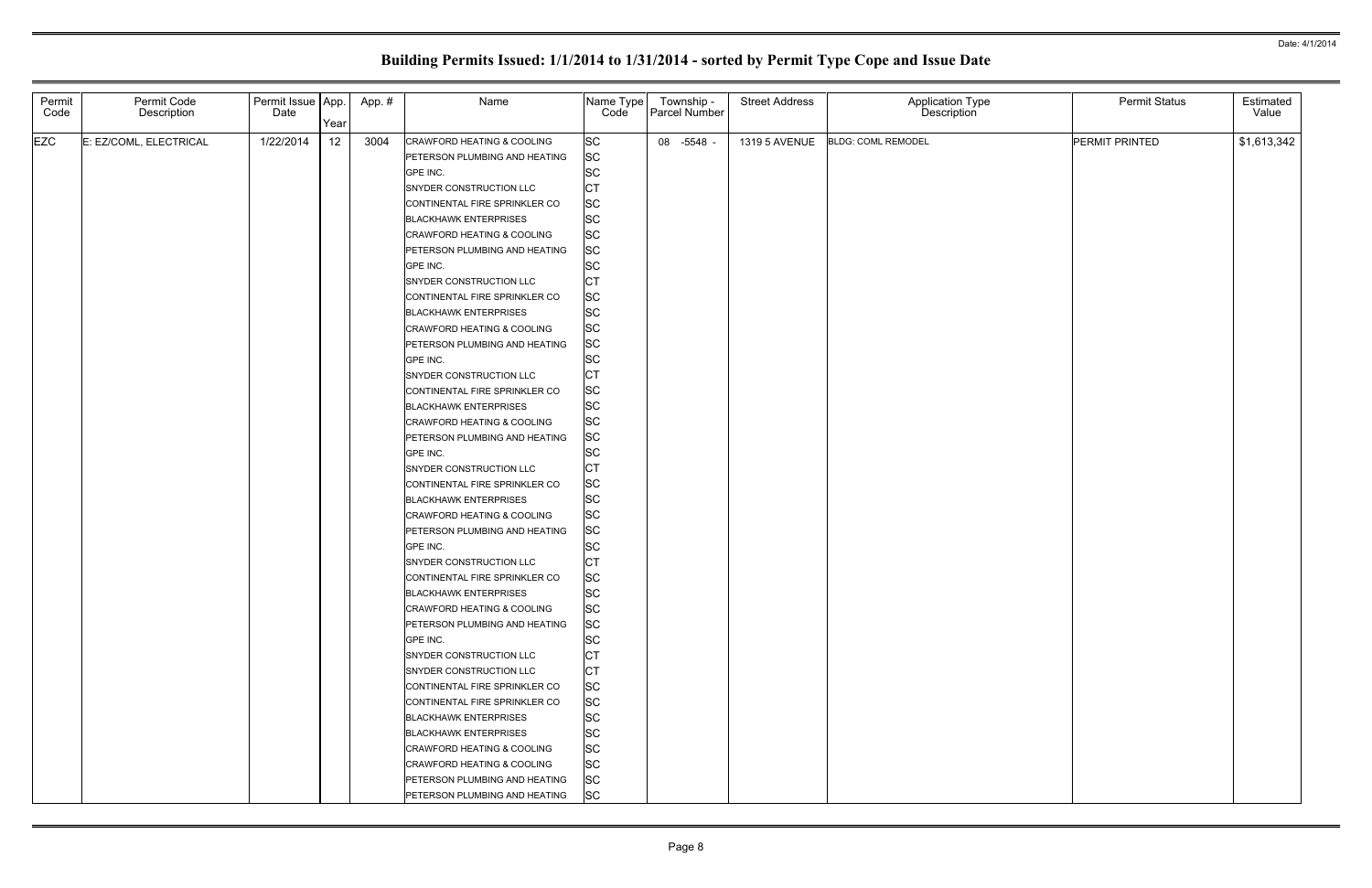Date: 4/1/2014

# Building Permits Issued: 1/1/2014 to 1/31/2014 - sorted by Permit Type Cope and Issue Date

| Permit Code | Permit Code Description | Permit Issue Date | App. Year | App. # | Name | Name Type Code | Township - Parcel Number | Street Address | Application Type Description | Permit Status | Estimated Value |
|---|---|---|---|---|---|---|---|---|---|---|---|
| EZC | E: EZ/COML, ELECTRICAL | 1/22/2014 | 12 | 3004 | CRAWFORD HEATING & COOLING | SC | 08 -5548 - | 1319 5 AVENUE | BLDG: COML REMODEL | PERMIT PRINTED | $1,613,342 |
| | | | | | PETERSON PLUMBING AND HEATING | SC | | | | | |
| | | | | | GPE INC. | SC | | | | | |
| | | | | | SNYDER CONSTRUCTION LLC | CT | | | | | |
| | | | | | CONTINENTAL FIRE SPRINKLER CO | SC | | | | | |
| | | | | | BLACKHAWK ENTERPRISES | SC | | | | | |
| | | | | | CRAWFORD HEATING & COOLING | SC | | | | | |
| | | | | | PETERSON PLUMBING AND HEATING | SC | | | | | |
| | | | | | GPE INC. | SC | | | | | |
| | | | | | SNYDER CONSTRUCTION LLC | CT | | | | | |
| | | | | | CONTINENTAL FIRE SPRINKLER CO | SC | | | | | |
| | | | | | BLACKHAWK ENTERPRISES | SC | | | | | |
| | | | | | CRAWFORD HEATING & COOLING | SC | | | | | |
| | | | | | PETERSON PLUMBING AND HEATING | SC | | | | | |
| | | | | | GPE INC. | SC | | | | | |
| | | | | | SNYDER CONSTRUCTION LLC | CT | | | | | |
| | | | | | CONTINENTAL FIRE SPRINKLER CO | SC | | | | | |
| | | | | | BLACKHAWK ENTERPRISES | SC | | | | | |
| | | | | | CRAWFORD HEATING & COOLING | SC | | | | | |
| | | | | | PETERSON PLUMBING AND HEATING | SC | | | | | |
| | | | | | GPE INC. | SC | | | | | |
| | | | | | SNYDER CONSTRUCTION LLC | CT | | | | | |
| | | | | | CONTINENTAL FIRE SPRINKLER CO | SC | | | | | |
| | | | | | BLACKHAWK ENTERPRISES | SC | | | | | |
| | | | | | CRAWFORD HEATING & COOLING | SC | | | | | |
| | | | | | PETERSON PLUMBING AND HEATING | SC | | | | | |
| | | | | | GPE INC. | SC | | | | | |
| | | | | | SNYDER CONSTRUCTION LLC | CT | | | | | |
| | | | | | CONTINENTAL FIRE SPRINKLER CO | SC | | | | | |
| | | | | | BLACKHAWK ENTERPRISES | SC | | | | | |
| | | | | | CRAWFORD HEATING & COOLING | SC | | | | | |
| | | | | | PETERSON PLUMBING AND HEATING | SC | | | | | |
| | | | | | GPE INC. | SC | | | | | |
| | | | | | SNYDER CONSTRUCTION LLC | CT | | | | | |
| | | | | | SNYDER CONSTRUCTION LLC | CT | | | | | |
| | | | | | CONTINENTAL FIRE SPRINKLER CO | SC | | | | | |
| | | | | | CONTINENTAL FIRE SPRINKLER CO | SC | | | | | |
| | | | | | BLACKHAWK ENTERPRISES | SC | | | | | |
| | | | | | BLACKHAWK ENTERPRISES | SC | | | | | |
| | | | | | CRAWFORD HEATING & COOLING | SC | | | | | |
| | | | | | CRAWFORD HEATING & COOLING | SC | | | | | |
| | | | | | PETERSON PLUMBING AND HEATING | SC | | | | | |
| | | | | | PETERSON PLUMBING AND HEATING | SC | | | | | |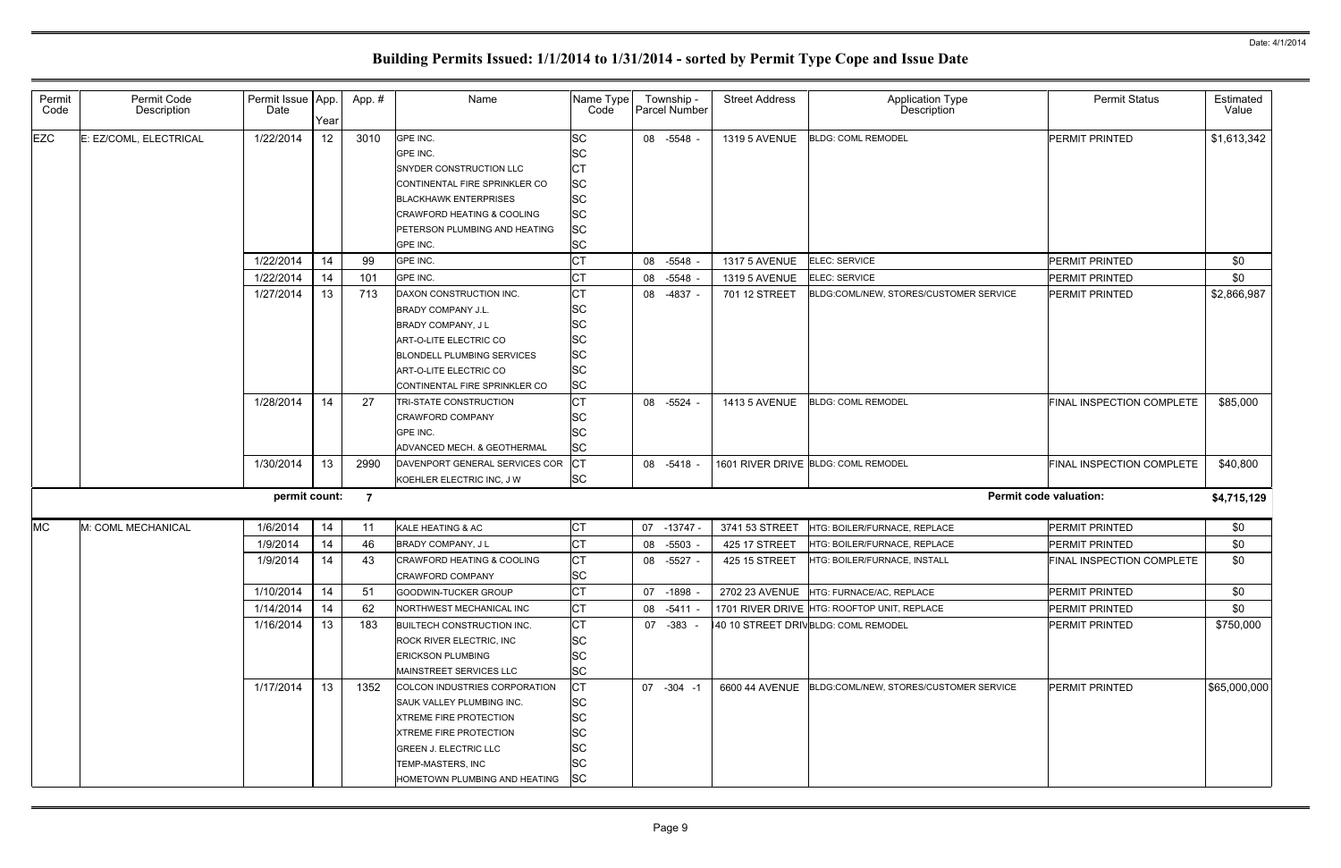# Building Permits Issued: 1/1/2014 to 1/31/2014 - sorted by Permit Type Cope and Issue Date

| Permit Code | Permit Code Description | Permit Issue Date | App. Year | App. # | Name | Name Type Code | Township - Parcel Number | Street Address | Application Type Description | Permit Status | Estimated Value |
|---|---|---|---|---|---|---|---|---|---|---|---|
| EZC | E: EZ/COML, ELECTRICAL | 1/22/2014 | 12 | 3010 | GPE INC. | SC | 08 -5548 - | 1319 5 AVENUE | BLDG: COML REMODEL | PERMIT PRINTED | $1,613,342 |
| | | | | | GPE INC. | SC | | | | | |
| | | | | | SNYDER CONSTRUCTION LLC | CT | | | | | |
| | | | | | CONTINENTAL FIRE SPRINKLER CO | SC | | | | | |
| | | | | | BLACKHAWK ENTERPRISES | SC | | | | | |
| | | | | | CRAWFORD HEATING & COOLING | SC | | | | | |
| | | | | | PETERSON PLUMBING AND HEATING | SC | | | | | |
| | | | | | GPE INC. | SC | | | | | |
| | | 1/22/2014 | 14 | 99 | GPE INC. | CT | 08 -5548 - | 1317 5 AVENUE | ELEC: SERVICE | PERMIT PRINTED | $0 |
| | | 1/22/2014 | 14 | 101 | GPE INC. | CT | 08 -5548 - | 1319 5 AVENUE | ELEC: SERVICE | PERMIT PRINTED | $0 |
| | | 1/27/2014 | 13 | 713 | DAXON CONSTRUCTION INC. | CT | 08 -4837 - | 701 12 STREET | BLDG:COML/NEW, STORES/CUSTOMER SERVICE | PERMIT PRINTED | $2,866,987 |
| | | | | | BRADY COMPANY J.L. | SC | | | | | |
| | | | | | BRADY COMPANY, J L | SC | | | | | |
| | | | | | ART-O-LITE ELECTRIC CO | SC | | | | | |
| | | | | | BLONDELL PLUMBING SERVICES | SC | | | | | |
| | | | | | ART-O-LITE ELECTRIC CO | SC | | | | | |
| | | | | | CONTINENTAL FIRE SPRINKLER CO | SC | | | | | |
| | | 1/28/2014 | 14 | 27 | TRI-STATE CONSTRUCTION | CT | 08 -5524 - | 1413 5 AVENUE | BLDG: COML REMODEL | FINAL INSPECTION COMPLETE | $85,000 |
| | | | | | CRAWFORD COMPANY | SC | | | | | |
| | | | | | GPE INC. | SC | | | | | |
| | | | | | ADVANCED MECH. & GEOTHERMAL | SC | | | | | |
| | | 1/30/2014 | 13 | 2990 | DAVENPORT GENERAL SERVICES COR | CT | 08 -5418 - | 1601 RIVER DRIVE | BLDG: COML REMODEL | FINAL INSPECTION COMPLETE | $40,800 |
| | | | | | KOEHLER ELECTRIC INC, J W | SC | | | | | |
| | | **permit count:** | | **7** | | | | | | **Permit code valuation:** | **$4,715,129** |
| MC | M: COML MECHANICAL | 1/6/2014 | 14 | 11 | KALE HEATING & AC | CT | 07 -13747 - | 3741 53 STREET | HTG: BOILER/FURNACE, REPLACE | PERMIT PRINTED | $0 |
| | | 1/9/2014 | 14 | 46 | BRADY COMPANY, J L | CT | 08 -5503 - | 425 17 STREET | HTG: BOILER/FURNACE, REPLACE | PERMIT PRINTED | $0 |
| | | 1/9/2014 | 14 | 43 | CRAWFORD HEATING & COOLING | CT | 08 -5527 - | 425 15 STREET | HTG: BOILER/FURNACE, INSTALL | FINAL INSPECTION COMPLETE | $0 |
| | | | | | CRAWFORD COMPANY | SC | | | | | |
| | | 1/10/2014 | 14 | 51 | GOODWIN-TUCKER GROUP | CT | 07 -1898 - | 2702 23 AVENUE | HTG: FURNACE/AC, REPLACE | PERMIT PRINTED | $0 |
| | | 1/14/2014 | 14 | 62 | NORTHWEST MECHANICAL INC | CT | 08 -5411 - | 1701 RIVER DRIVE | HTG: ROOFTOP UNIT, REPLACE | PERMIT PRINTED | $0 |
| | | 1/16/2014 | 13 | 183 | BUILTECH CONSTRUCTION INC. | CT | 07 -383 - | 40 10 STREET DRIV | BLDG: COML REMODEL | PERMIT PRINTED | $750,000 |
| | | | | | ROCK RIVER ELECTRIC, INC | SC | | | | | |
| | | | | | ERICKSON PLUMBING | SC | | | | | |
| | | | | | MAINSTREET SERVICES LLC | SC | | | | | |
| | | 1/17/2014 | 13 | 1352 | COLCON INDUSTRIES CORPORATION | CT | 07 -304 -1 | 6600 44 AVENUE | BLDG:COML/NEW, STORES/CUSTOMER SERVICE | PERMIT PRINTED | $65,000,000 |
| | | | | | SAUK VALLEY PLUMBING INC. | SC | | | | | |
| | | | | | XTREME FIRE PROTECTION | SC | | | | | |
| | | | | | XTREME FIRE PROTECTION | SC | | | | | |
| | | | | | GREEN J. ELECTRIC LLC | SC | | | | | |
| | | | | | TEMP-MASTERS, INC | SC | | | | | |
| | | | | | HOMETOWN PLUMBING AND HEATING | SC | | | | | |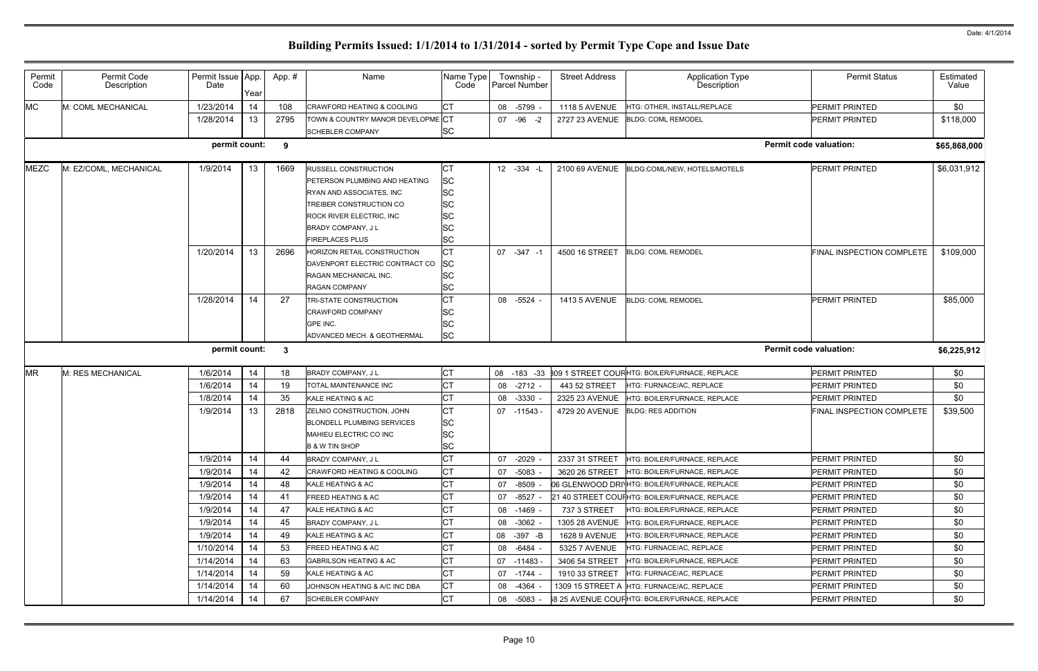# Building Permits Issued: 1/1/2014 to 1/31/2014 - sorted by Permit Type Cope and Issue Date

Date: 4/1/2014

| Permit Code | Permit Code Description | Permit Issue Date | App. Year | App. # | Name | Name Type Code | Township - Parcel Number | Street Address | Application Type Description | Permit Status | Estimated Value |
|---|---|---|---|---|---|---|---|---|---|---|---|
| MC | M: COML MECHANICAL | 1/23/2014 | 14 | 108 | CRAWFORD HEATING & COOLING | CT | 08 -5799 - | 1118 5 AVENUE | HTG: OTHER, INSTALL/REPLACE | PERMIT PRINTED | $0 |
| | | 1/28/2014 | 13 | 2795 | TOWN & COUNTRY MANOR DEVELOPME | CT | 07 -96 -2 | 2727 23 AVENUE | BLDG: COML REMODEL | PERMIT PRINTED | $118,000 |
| | | | | | SCHEBLER COMPANY | SC | | | | | |
| | | permit count: | | 9 | | | | | | Permit code valuation: | $65,868,000 |
| MEZC | M: EZ/COML, MECHANICAL | 1/9/2014 | 13 | 1669 | RUSSELL CONSTRUCTION | CT | 12 -334 -L | 2100 69 AVENUE | BLDG:COML/NEW, HOTELS/MOTELS | PERMIT PRINTED | $6,031,912 |
| | | | | | PETERSON PLUMBING AND HEATING | SC | | | | | |
| | | | | | RYAN AND ASSOCIATES, INC | SC | | | | | |
| | | | | | TREIBER CONSTRUCTION CO | SC | | | | | |
| | | | | | ROCK RIVER ELECTRIC, INC | SC | | | | | |
| | | | | | BRADY COMPANY, J L | SC | | | | | |
| | | | | | FIREPLACES PLUS | SC | | | | | |
| | | 1/20/2014 | 13 | 2696 | HORIZON RETAIL CONSTRUCTION | CT | 07 -347 -1 | 4500 16 STREET | BLDG: COML REMODEL | FINAL INSPECTION COMPLETE | $109,000 |
| | | | | | DAVENPORT ELECTRIC CONTRACT CO | SC | | | | | |
| | | | | | RAGAN MECHANICAL INC. | SC | | | | | |
| | | | | | RAGAN COMPANY | SC | | | | | |
| | | 1/28/2014 | 14 | 27 | TRI-STATE CONSTRUCTION | CT | 08 -5524 - | 1413 5 AVENUE | BLDG: COML REMODEL | PERMIT PRINTED | $85,000 |
| | | | | | CRAWFORD COMPANY | SC | | | | | |
| | | | | | GPE INC. | SC | | | | | |
| | | | | | ADVANCED MECH. & GEOTHERMAL | SC | | | | | |
| | | permit count: | | 3 | | | | | | Permit code valuation: | $6,225,912 |
| MR | M: RES MECHANICAL | 1/6/2014 | 14 | 18 | BRADY COMPANY, J L | CT | 08 -183 -33 | 809 1 STREET COUR | HTG: BOILER/FURNACE, REPLACE | PERMIT PRINTED | $0 |
| | | 1/6/2014 | 14 | 19 | TOTAL MAINTENANCE INC | CT | 08 -2712 - | 443 52 STREET | HTG: FURNACE/AC, REPLACE | PERMIT PRINTED | $0 |
| | | 1/8/2014 | 14 | 35 | KALE HEATING & AC | CT | 08 -3330 - | 2325 23 AVENUE | HTG: BOILER/FURNACE, REPLACE | PERMIT PRINTED | $0 |
| | | 1/9/2014 | 13 | 2818 | ZELNIO CONSTRUCTION, JOHN | CT | 07 -11543 - | 4729 20 AVENUE | BLDG: RES ADDITION | FINAL INSPECTION COMPLETE | $39,500 |
| | | | | | BLONDELL PLUMBING SERVICES | SC | | | | | |
| | | | | | MAHIEU ELECTRIC CO INC | SC | | | | | |
| | | | | | B & W TIN SHOP | SC | | | | | |
| | | 1/9/2014 | 14 | 44 | BRADY COMPANY, J L | CT | 07 -2029 - | 2337 31 STREET | HTG: BOILER/FURNACE, REPLACE | PERMIT PRINTED | $0 |
| | | 1/9/2014 | 14 | 42 | CRAWFORD HEATING & COOLING | CT | 07 -5083 - | 3620 26 STREET | HTG: BOILER/FURNACE, REPLACE | PERMIT PRINTED | $0 |
| | | 1/9/2014 | 14 | 48 | KALE HEATING & AC | CT | 07 -8509 - | 06 GLENWOOD DRI | HTG: BOILER/FURNACE, REPLACE | PERMIT PRINTED | $0 |
| | | 1/9/2014 | 14 | 41 | FREED HEATING & AC | CT | 07 -8527 - | 21 40 STREET COU | HTG: BOILER/FURNACE, REPLACE | PERMIT PRINTED | $0 |
| | | 1/9/2014 | 14 | 47 | KALE HEATING & AC | CT | 08 -1469 - | 737 3 STREET | HTG: BOILER/FURNACE, REPLACE | PERMIT PRINTED | $0 |
| | | 1/9/2014 | 14 | 45 | BRADY COMPANY, J L | CT | 08 -3062 - | 1305 28 AVENUE | HTG: BOILER/FURNACE, REPLACE | PERMIT PRINTED | $0 |
| | | 1/9/2014 | 14 | 49 | KALE HEATING & AC | CT | 08 -397 -B | 1628 9 AVENUE | HTG: BOILER/FURNACE, REPLACE | PERMIT PRINTED | $0 |
| | | 1/10/2014 | 14 | 53 | FREED HEATING & AC | CT | 08 -6484 - | 5325 7 AVENUE | HTG: FURNACE/AC, REPLACE | PERMIT PRINTED | $0 |
| | | 1/14/2014 | 14 | 63 | GABRILSON HEATING & AC | CT | 07 -11483 - | 3406 54 STREET | HTG: BOILER/FURNACE, REPLACE | PERMIT PRINTED | $0 |
| | | 1/14/2014 | 14 | 59 | KALE HEATING & AC | CT | 07 -1744 - | 1910 33 STREET | HTG: FURNACE/AC, REPLACE | PERMIT PRINTED | $0 |
| | | 1/14/2014 | 14 | 60 | JOHNSON HEATING & A/C INC DBA | CT | 08 -4364 - | 1309 15 STREET A | HTG: FURNACE/AC, REPLACE | PERMIT PRINTED | $0 |
| | | 1/14/2014 | 14 | 67 | SCHEBLER COMPANY | CT | 08 -5083 - | 38 25 AVENUE COU | HTG: BOILER/FURNACE, REPLACE | PERMIT PRINTED | $0 |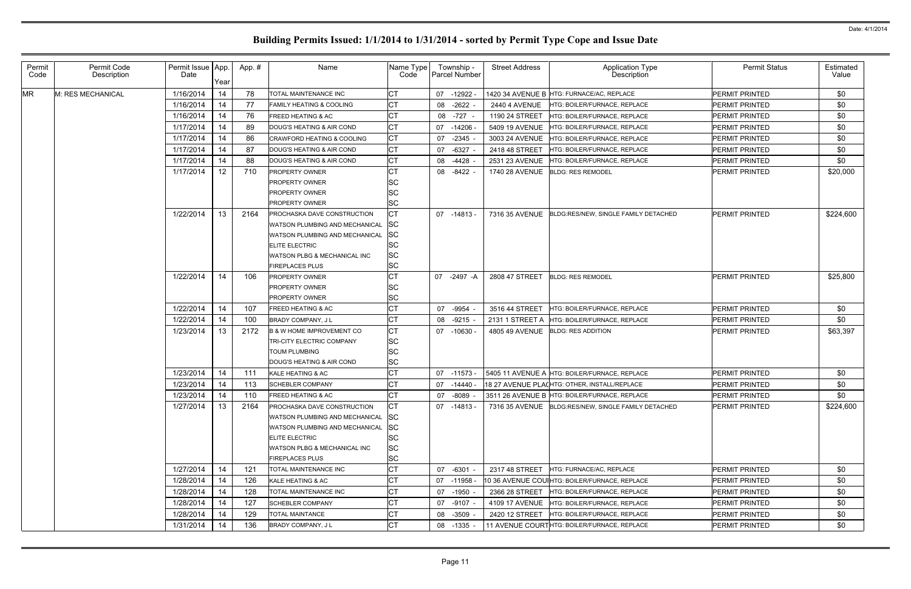# Building Permits Issued: 1/1/2014 to 1/31/2014 - sorted by Permit Type Cope and Issue Date

| Permit Code | Permit Code Description | Permit Issue Date | App. Year | App. # | Name | Name Type Code | Township - Parcel Number | Street Address | Application Type Description | Permit Status | Estimated Value |
|---|---|---|---|---|---|---|---|---|---|---|---|
| MR | M: RES MECHANICAL | 1/16/2014 | 14 | 78 | TOTAL MAINTENANCE INC | CT | 07 -12922 - | 1420 34 AVENUE B | HTG: FURNACE/AC, REPLACE | PERMIT PRINTED | $0 |
| | | 1/16/2014 | 14 | 77 | FAMILY HEATING & COOLING | CT | 08 -2622 - | 2440 4 AVENUE | HTG: BOILER/FURNACE, REPLACE | PERMIT PRINTED | $0 |
| | | 1/16/2014 | 14 | 76 | FREED HEATING & AC | CT | 08 -727 - | 1190 24 STREET | HTG: BOILER/FURNACE, REPLACE | PERMIT PRINTED | $0 |
| | | 1/17/2014 | 14 | 89 | DOUG'S HEATING & AIR COND | CT | 07 -14206 - | 5409 19 AVENUE | HTG: BOILER/FURNACE, REPLACE | PERMIT PRINTED | $0 |
| | | 1/17/2014 | 14 | 86 | CRAWFORD HEATING & COOLING | CT | 07 -2345 - | 3003 24 AVENUE | HTG: BOILER/FURNACE, REPLACE | PERMIT PRINTED | $0 |
| | | 1/17/2014 | 14 | 87 | DOUG'S HEATING & AIR COND | CT | 07 -6327 - | 2418 48 STREET | HTG: BOILER/FURNACE, REPLACE | PERMIT PRINTED | $0 |
| | | 1/17/2014 | 14 | 88 | DOUG'S HEATING & AIR COND | CT | 08 -4428 - | 2531 23 AVENUE | HTG: BOILER/FURNACE, REPLACE | PERMIT PRINTED | $0 |
| | | 1/17/2014 | 12 | 710 | PROPERTY OWNER<br>PROPERTY OWNER<br>PROPERTY OWNER<br>PROPERTY OWNER | CT<br>SC<br>SC<br>SC | 08 -8422 - | 1740 28 AVENUE | BLDG: RES REMODEL | PERMIT PRINTED | $20,000 |
| | | 1/22/2014 | 13 | 2164 | PROCHASKA DAVE CONSTRUCTION<br>WATSON PLUMBING AND MECHANICAL<br>WATSON PLUMBING AND MECHANICAL<br>ELITE ELECTRIC<br>WATSON PLBG & MECHANICAL INC<br>FIREPLACES PLUS | CT<br>SC<br>SC<br>SC<br>SC<br>SC | 07 -14813 - | 7316 35 AVENUE | BLDG:RES/NEW, SINGLE FAMILY DETACHED | PERMIT PRINTED | $224,600 |
| | | 1/22/2014 | 14 | 106 | PROPERTY OWNER<br>PROPERTY OWNER<br>PROPERTY OWNER | CT<br>SC<br>SC | 07 -2497 -A | 2808 47 STREET | BLDG: RES REMODEL | PERMIT PRINTED | $25,800 |
| | | 1/22/2014 | 14 | 107 | FREED HEATING & AC | CT | 07 -9954 - | 3516 44 STREET | HTG: BOILER/FURNACE, REPLACE | PERMIT PRINTED | $0 |
| | | 1/22/2014 | 14 | 100 | BRADY COMPANY, J L | CT | 08 -9215 - | 2131 1 STREET A | HTG: BOILER/FURNACE, REPLACE | PERMIT PRINTED | $0 |
| | | 1/23/2014 | 13 | 2172 | B & W HOME IMPROVEMENT CO<br>TRI-CITY ELECTRIC COMPANY<br>TOUM PLUMBING<br>DOUG'S HEATING & AIR COND | CT<br>SC<br>SC<br>SC | 07 -10630 - | 4805 49 AVENUE | BLDG: RES ADDITION | PERMIT PRINTED | $63,397 |
| | | 1/23/2014 | 14 | 111 | KALE HEATING & AC | CT | 07 -11573 - | 5405 11 AVENUE A | HTG: BOILER/FURNACE, REPLACE | PERMIT PRINTED | $0 |
| | | 1/23/2014 | 14 | 113 | SCHEBLER COMPANY | CT | 07 -14440 - | 18 27 AVENUE PLAC | HTG: OTHER, INSTALL/REPLACE | PERMIT PRINTED | $0 |
| | | 1/23/2014 | 14 | 110 | FREED HEATING & AC | CT | 07 -8089 - | 3511 26 AVENUE B | HTG: BOILER/FURNACE, REPLACE | PERMIT PRINTED | $0 |
| | | 1/27/2014 | 13 | 2164 | PROCHASKA DAVE CONSTRUCTION<br>WATSON PLUMBING AND MECHANICAL<br>WATSON PLUMBING AND MECHANICAL<br>ELITE ELECTRIC<br>WATSON PLBG & MECHANICAL INC<br>FIREPLACES PLUS | CT<br>SC<br>SC<br>SC<br>SC<br>SC | 07 -14813 - | 7316 35 AVENUE | BLDG:RES/NEW, SINGLE FAMILY DETACHED | PERMIT PRINTED | $224,600 |
| | | 1/27/2014 | 14 | 121 | TOTAL MAINTENANCE INC | CT | 07 -6301 - | 2317 48 STREET | HTG: FURNACE/AC, REPLACE | PERMIT PRINTED | $0 |
| | | 1/28/2014 | 14 | 126 | KALE HEATING & AC | CT | 07 -11958 - | 10 36 AVENUE COU | HTG: BOILER/FURNACE, REPLACE | PERMIT PRINTED | $0 |
| | | 1/28/2014 | 14 | 128 | TOTAL MAINTENANCE INC | CT | 07 -1950 - | 2366 28 STREET | HTG: BOILER/FURNACE, REPLACE | PERMIT PRINTED | $0 |
| | | 1/28/2014 | 14 | 127 | SCHEBLER COMPANY | CT | 07 -9107 - | 4109 17 AVENUE | HTG: BOILER/FURNACE, REPLACE | PERMIT PRINTED | $0 |
| | | 1/28/2014 | 14 | 129 | TOTAL MAINTANCE | CT | 08 -3509 - | 2420 12 STREET | HTG: BOILER/FURNACE, REPLACE | PERMIT PRINTED | $0 |
| | | 1/31/2014 | 14 | 136 | BRADY COMPANY, J L | CT | 08 -1335 - | 11 AVENUE COURT | HTG: BOILER/FURNACE, REPLACE | PERMIT PRINTED | $0 |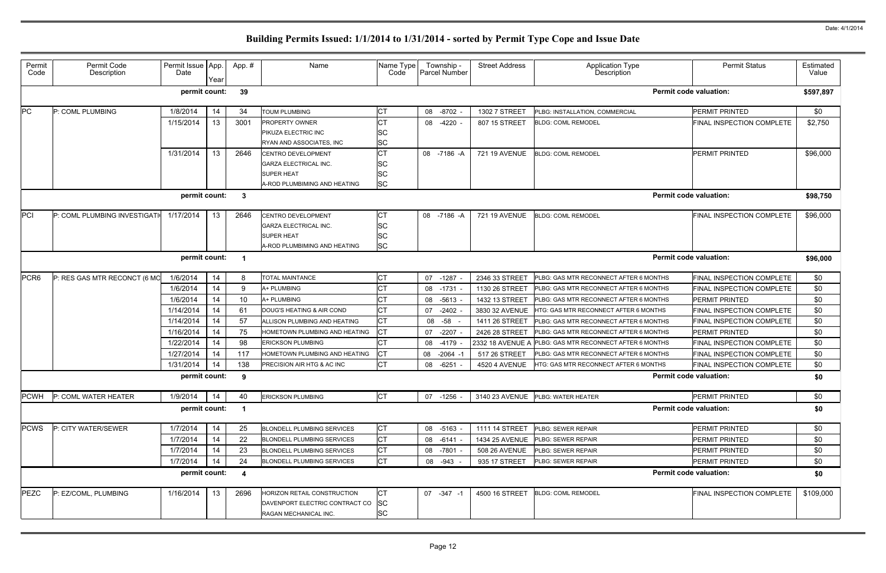# Building Permits Issued: 1/1/2014 to 1/31/2014 - sorted by Permit Type Cope and Issue Date

| Permit Code | Permit Code Description | Permit Issue Date | App. Year | App. # | Name | Name Type Code | Township - Parcel Number | Street Address | Application Type Description | Permit Status | Estimated Value |
|---|---|---|---|---|---|---|---|---|---|---|---|
| | | **permit count:** | | **39** | | | | | | **Permit code valuation:** | **$597,897** |
| PC | P: COML PLUMBING | 1/8/2014 | 14 | 34 | TOUM PLUMBING | CT | 08 -8702 - | 1302 7 STREET | PLBG: INSTALLATION, COMMERCIAL | PERMIT PRINTED | $0 |
| | | 1/15/2014 | 13 | 3001 | PROPERTY OWNER | CT | 08 -4220 - | 807 15 STREET | BLDG: COML REMODEL | FINAL INSPECTION COMPLETE | $2,750 |
| | | | | | PIKUZA ELECTRIC INC | SC | | | | | |
| | | | | | RYAN AND ASSOCIATES, INC | SC | | | | | |
| | | 1/31/2014 | 13 | 2646 | CENTRO DEVELOPMENT | CT | 08 -7186 -A | 721 19 AVENUE | BLDG: COML REMODEL | PERMIT PRINTED | $96,000 |
| | | | | | GARZA ELECTRICAL INC. | SC | | | | | |
| | | | | | SUPER HEAT | SC | | | | | |
| | | | | | A-ROD PLUMBIMING AND HEATING | SC | | | | | |
| | | **permit count:** | | **3** | | | | | | **Permit code valuation:** | **$98,750** |
| PCI | P: COML PLUMBING INVESTIGATI | 1/17/2014 | 13 | 2646 | CENTRO DEVELOPMENT | CT | 08 -7186 -A | 721 19 AVENUE | BLDG: COML REMODEL | FINAL INSPECTION COMPLETE | $96,000 |
| | | | | | GARZA ELECTRICAL INC. | SC | | | | | |
| | | | | | SUPER HEAT | SC | | | | | |
| | | | | | A-ROD PLUMBIMING AND HEATING | SC | | | | | |
| | | **permit count:** | | **1** | | | | | | **Permit code valuation:** | **$96,000** |
| PCR6 | P: RES GAS MTR RECONCT (6 MO | 1/6/2014 | 14 | 8 | TOTAL MAINTANCE | CT | 07 -1287 - | 2346 33 STREET | PLBG: GAS MTR RECONNECT AFTER 6 MONTHS | FINAL INSPECTION COMPLETE | $0 |
| | | 1/6/2014 | 14 | 9 | A+ PLUMBING | CT | 08 -1731 - | 1130 26 STREET | PLBG: GAS MTR RECONNECT AFTER 6 MONTHS | FINAL INSPECTION COMPLETE | $0 |
| | | 1/6/2014 | 14 | 10 | A+ PLUMBING | CT | 08 -5613 - | 1432 13 STREET | PLBG: GAS MTR RECONNECT AFTER 6 MONTHS | PERMIT PRINTED | $0 |
| | | 1/14/2014 | 14 | 61 | DOUG'S HEATING & AIR COND | CT | 07 -2402 - | 3830 32 AVENUE | HTG: GAS MTR RECONNECT AFTER 6 MONTHS | FINAL INSPECTION COMPLETE | $0 |
| | | 1/14/2014 | 14 | 57 | ALLISON PLUMBING AND HEATING | CT | 08 -58 - | 1411 26 STREET | PLBG: GAS MTR RECONNECT AFTER 6 MONTHS | FINAL INSPECTION COMPLETE | $0 |
| | | 1/16/2014 | 14 | 75 | HOMETOWN PLUMBING AND HEATING | CT | 07 -2207 - | 2426 28 STREET | PLBG: GAS MTR RECONNECT AFTER 6 MONTHS | PERMIT PRINTED | $0 |
| | | 1/22/2014 | 14 | 98 | ERICKSON PLUMBING | CT | 08 -4179 - | 2332 18 AVENUE A | PLBG: GAS MTR RECONNECT AFTER 6 MONTHS | FINAL INSPECTION COMPLETE | $0 |
| | | 1/27/2014 | 14 | 117 | HOMETOWN PLUMBING AND HEATING | CT | 08 -2064 -1 | 517 26 STREET | PLBG: GAS MTR RECONNECT AFTER 6 MONTHS | FINAL INSPECTION COMPLETE | $0 |
| | | 1/31/2014 | 14 | 138 | PRECISION AIR HTG & AC INC | CT | 08 -6251 - | 4520 4 AVENUE | HTG: GAS MTR RECONNECT AFTER 6 MONTHS | FINAL INSPECTION COMPLETE | $0 |
| | | **permit count:** | | **9** | | | | | | **Permit code valuation:** | **$0** |
| PCWH | P: COML WATER HEATER | 1/9/2014 | 14 | 40 | ERICKSON PLUMBING | CT | 07 -1256 - | 3140 23 AVENUE | PLBG: WATER HEATER | PERMIT PRINTED | $0 |
| | | **permit count:** | | **1** | | | | | | **Permit code valuation:** | **$0** |
| PCWS | P: CITY WATER/SEWER | 1/7/2014 | 14 | 25 | BLONDELL PLUMBING SERVICES | CT | 08 -5163 - | 1111 14 STREET | PLBG: SEWER REPAIR | PERMIT PRINTED | $0 |
| | | 1/7/2014 | 14 | 22 | BLONDELL PLUMBING SERVICES | CT | 08 -6141 - | 1434 25 AVENUE | PLBG: SEWER REPAIR | PERMIT PRINTED | $0 |
| | | 1/7/2014 | 14 | 23 | BLONDELL PLUMBING SERVICES | CT | 08 -7801 - | 508 26 AVENUE | PLBG: SEWER REPAIR | PERMIT PRINTED | $0 |
| | | 1/7/2014 | 14 | 24 | BLONDELL PLUMBING SERVICES | CT | 08 -943 - | 935 17 STREET | PLBG: SEWER REPAIR | PERMIT PRINTED | $0 |
| | | **permit count:** | | **4** | | | | | | **Permit code valuation:** | **$0** |
| PEZC | P: EZ/COML, PLUMBING | 1/16/2014 | 13 | 2696 | HORIZON RETAIL CONSTRUCTION | CT | 07 -347 -1 | 4500 16 STREET | BLDG: COML REMODEL | FINAL INSPECTION COMPLETE | $109,000 |
| | | | | | DAVENPORT ELECTRIC CONTRACT CO | SC | | | | | |
| | | | | | RAGAN MECHANICAL INC. | SC | | | | | |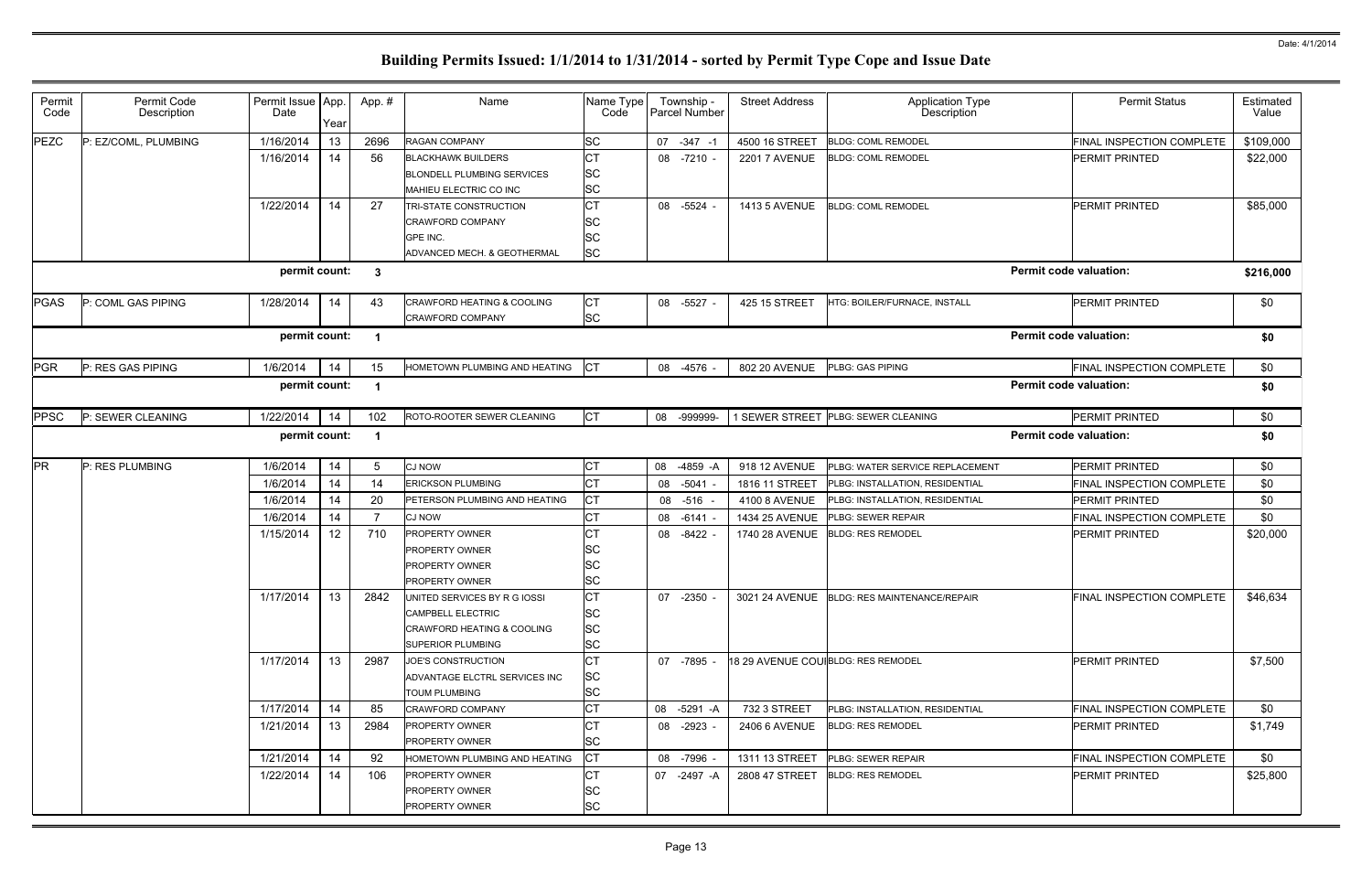# Building Permits Issued: 1/1/2014 to 1/31/2014 - sorted by Permit Type Cope and Issue Date

| Permit Code | Permit Code Description | Permit Issue Date | App. Year | App. # | Name | Name Type Code | Township - Parcel Number | Street Address | Application Type Description | Permit Status | Estimated Value |
|---|---|---|---|---|---|---|---|---|---|---|---|
| PEZC | P: EZ/COML, PLUMBING | 1/16/2014 | 13 | 2696 | RAGAN COMPANY | SC | 07 -347 -1 | 4500 16 STREET | BLDG: COML REMODEL | FINAL INSPECTION COMPLETE | $109,000 |
| | | 1/16/2014 | 14 | 56 | BLACKHAWK BUILDERS | CT | 08 -7210 - | 2201 7 AVENUE | BLDG: COML REMODEL | PERMIT PRINTED | $22,000 |
| | | | | | BLONDELL PLUMBING SERVICES | SC | | | | | |
| | | | | | MAHIEU ELECTRIC CO INC | SC | | | | | |
| | | 1/22/2014 | 14 | 27 | TRI-STATE CONSTRUCTION | CT | 08 -5524 - | 1413 5 AVENUE | BLDG: COML REMODEL | PERMIT PRINTED | $85,000 |
| | | | | | CRAWFORD COMPANY | SC | | | | | |
| | | | | | GPE INC. | SC | | | | | |
| | | | | | ADVANCED MECH. & GEOTHERMAL | SC | | | | | |
| | | **permit count:** | | **3** | | | | | | **Permit code valuation:** | **$216,000** |
| PGAS | P: COML GAS PIPING | 1/28/2014 | 14 | 43 | CRAWFORD HEATING & COOLING | CT | 08 -5527 - | 425 15 STREET | HTG: BOILER/FURNACE, INSTALL | PERMIT PRINTED | $0 |
| | | | | | CRAWFORD COMPANY | SC | | | | | |
| | | **permit count:** | | **1** | | | | | | **Permit code valuation:** | **$0** |
| PGR | P: RES GAS PIPING | 1/6/2014 | 14 | 15 | HOMETOWN PLUMBING AND HEATING | CT | 08 -4576 - | 802 20 AVENUE | PLBG: GAS PIPING | FINAL INSPECTION COMPLETE | $0 |
| | | **permit count:** | | **1** | | | | | | **Permit code valuation:** | **$0** |
| PPSC | P: SEWER CLEANING | 1/22/2014 | 14 | 102 | ROTO-ROOTER SEWER CLEANING | CT | 08 -999999- | 1 SEWER STREET | PLBG: SEWER CLEANING | PERMIT PRINTED | $0 |
| | | **permit count:** | | **1** | | | | | | **Permit code valuation:** | **$0** |
| PR | P: RES PLUMBING | 1/6/2014 | 14 | 5 | CJ NOW | CT | 08 -4859 -A | 918 12 AVENUE | PLBG: WATER SERVICE REPLACEMENT | PERMIT PRINTED | $0 |
| | | 1/6/2014 | 14 | 14 | ERICKSON PLUMBING | CT | 08 -5041 - | 1816 11 STREET | PLBG: INSTALLATION, RESIDENTIAL | FINAL INSPECTION COMPLETE | $0 |
| | | 1/6/2014 | 14 | 20 | PETERSON PLUMBING AND HEATING | CT | 08 -516 - | 4100 8 AVENUE | PLBG: INSTALLATION, RESIDENTIAL | PERMIT PRINTED | $0 |
| | | 1/6/2014 | 14 | 7 | CJ NOW | CT | 08 -6141 - | 1434 25 AVENUE | PLBG: SEWER REPAIR | FINAL INSPECTION COMPLETE | $0 |
| | | 1/15/2014 | 12 | 710 | PROPERTY OWNER | CT | 08 -8422 - | 1740 28 AVENUE | BLDG: RES REMODEL | PERMIT PRINTED | $20,000 |
| | | | | | PROPERTY OWNER | SC | | | | | |
| | | | | | PROPERTY OWNER | SC | | | | | |
| | | | | | PROPERTY OWNER | SC | | | | | |
| | | 1/17/2014 | 13 | 2842 | UNITED SERVICES BY R G IOSSI | CT | 07 -2350 - | 3021 24 AVENUE | BLDG: RES MAINTENANCE/REPAIR | FINAL INSPECTION COMPLETE | $46,634 |
| | | | | | CAMPBELL ELECTRIC | SC | | | | | |
| | | | | | CRAWFORD HEATING & COOLING | SC | | | | | |
| | | | | | SUPERIOR PLUMBING | SC | | | | | |
| | | 1/17/2014 | 13 | 2987 | JOE'S CONSTRUCTION | CT | 07 -7895 - | 18 29 AVENUE COU | BLDG: RES REMODEL | PERMIT PRINTED | $7,500 |
| | | | | | ADVANTAGE ELCTRL SERVICES INC | SC | | | | | |
| | | | | | TOUM PLUMBING | SC | | | | | |
| | | 1/17/2014 | 14 | 85 | CRAWFORD COMPANY | CT | 08 -5291 -A | 732 3 STREET | PLBG: INSTALLATION, RESIDENTIAL | FINAL INSPECTION COMPLETE | $0 |
| | | 1/21/2014 | 13 | 2984 | PROPERTY OWNER | CT | 08 -2923 - | 2406 6 AVENUE | BLDG: RES REMODEL | PERMIT PRINTED | $1,749 |
| | | | | | PROPERTY OWNER | SC | | | | | |
| | | 1/21/2014 | 14 | 92 | HOMETOWN PLUMBING AND HEATING | CT | 08 -7996 - | 1311 13 STREET | PLBG: SEWER REPAIR | FINAL INSPECTION COMPLETE | $0 |
| | | 1/22/2014 | 14 | 106 | PROPERTY OWNER | CT | 07 -2497 -A | 2808 47 STREET | BLDG: RES REMODEL | PERMIT PRINTED | $25,800 |
| | | | | | PROPERTY OWNER | SC | | | | | |
| | | | | | PROPERTY OWNER | SC | | | | | |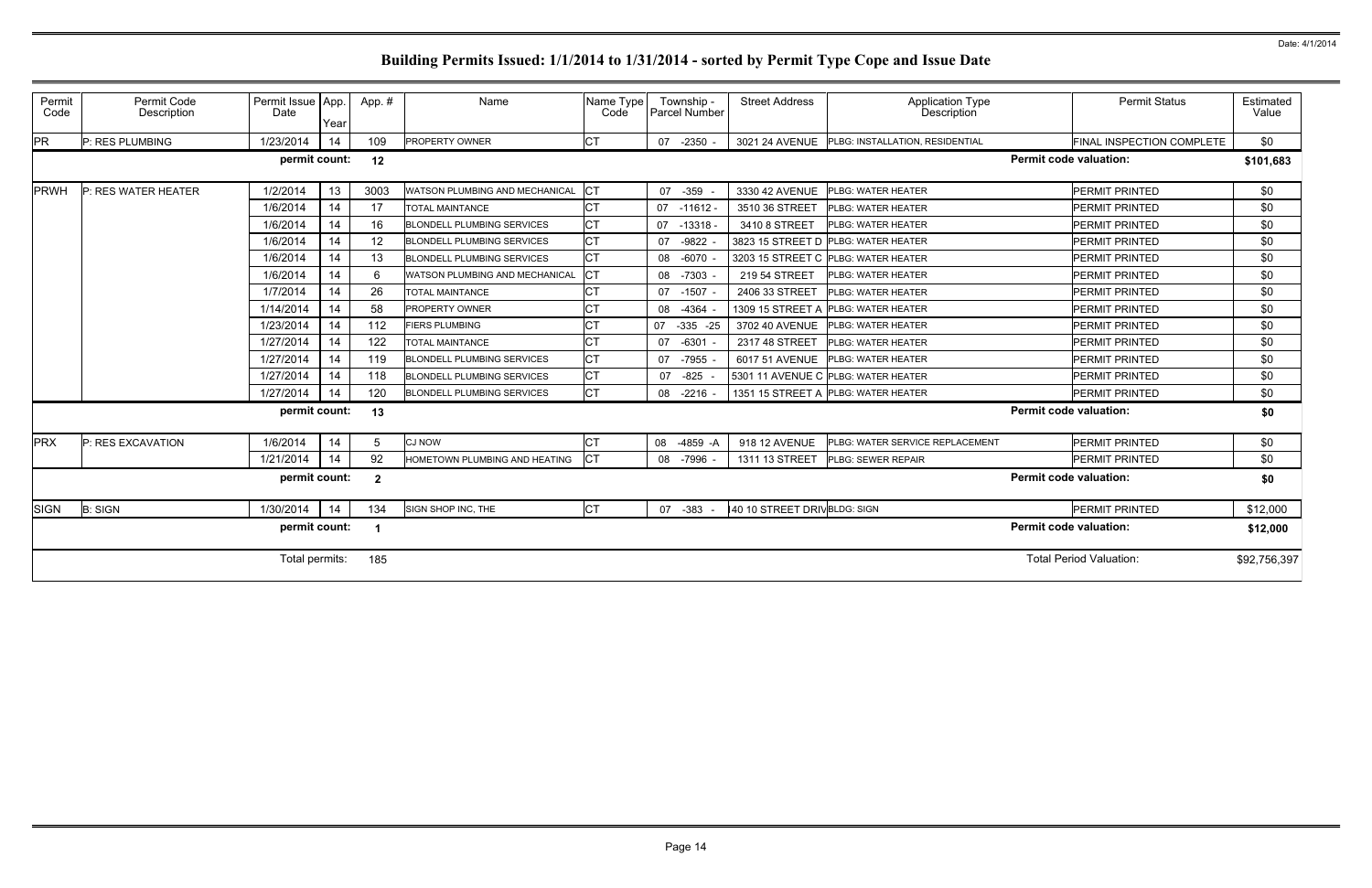# Building Permits Issued: 1/1/2014 to 1/31/2014 - sorted by Permit Type Cope and Issue Date

| Permit Code | Permit Code Description | Permit Issue Date | App. Year | App. # | Name | Name Type Code | Township - Parcel Number | Street Address | Application Type Description | Permit Status | Estimated Value |
|---|---|---|---|---|---|---|---|---|---|---|---|
| PR | P: RES PLUMBING | 1/23/2014 | 14 | 109 | PROPERTY OWNER | CT | 07 -2350 - | 3021 24 AVENUE | PLBG: INSTALLATION, RESIDENTIAL | FINAL INSPECTION COMPLETE | $0 |
| | | permit count: | | 12 | | | | | | Permit code valuation: | $101,683 |
| PRWH | P: RES WATER HEATER | 1/2/2014 | 13 | 3003 | WATSON PLUMBING AND MECHANICAL | CT | 07 -359 - | 3330 42 AVENUE | PLBG: WATER HEATER | PERMIT PRINTED | $0 |
| | | 1/6/2014 | 14 | 17 | TOTAL MAINTANCE | CT | 07 -11612 - | 3510 36 STREET | PLBG: WATER HEATER | PERMIT PRINTED | $0 |
| | | 1/6/2014 | 14 | 16 | BLONDELL PLUMBING SERVICES | CT | 07 -13318 - | 3410 8 STREET | PLBG: WATER HEATER | PERMIT PRINTED | $0 |
| | | 1/6/2014 | 14 | 12 | BLONDELL PLUMBING SERVICES | CT | 07 -9822 - | 3823 15 STREET D | PLBG: WATER HEATER | PERMIT PRINTED | $0 |
| | | 1/6/2014 | 14 | 13 | BLONDELL PLUMBING SERVICES | CT | 08 -6070 - | 3203 15 STREET C | PLBG: WATER HEATER | PERMIT PRINTED | $0 |
| | | 1/6/2014 | 14 | 6 | WATSON PLUMBING AND MECHANICAL | CT | 08 -7303 - | 219 54 STREET | PLBG: WATER HEATER | PERMIT PRINTED | $0 |
| | | 1/7/2014 | 14 | 26 | TOTAL MAINTANCE | CT | 07 -1507 - | 2406 33 STREET | PLBG: WATER HEATER | PERMIT PRINTED | $0 |
| | | 1/14/2014 | 14 | 58 | PROPERTY OWNER | CT | 08 -4364 - | 1309 15 STREET A | PLBG: WATER HEATER | PERMIT PRINTED | $0 |
| | | 1/23/2014 | 14 | 112 | FIERS PLUMBING | CT | 07 -335 -25 | 3702 40 AVENUE | PLBG: WATER HEATER | PERMIT PRINTED | $0 |
| | | 1/27/2014 | 14 | 122 | TOTAL MAINTANCE | CT | 07 -6301 - | 2317 48 STREET | PLBG: WATER HEATER | PERMIT PRINTED | $0 |
| | | 1/27/2014 | 14 | 119 | BLONDELL PLUMBING SERVICES | CT | 07 -7955 - | 6017 51 AVENUE | PLBG: WATER HEATER | PERMIT PRINTED | $0 |
| | | 1/27/2014 | 14 | 118 | BLONDELL PLUMBING SERVICES | CT | 07 -825 - | 5301 11 AVENUE C | PLBG: WATER HEATER | PERMIT PRINTED | $0 |
| | | 1/27/2014 | 14 | 120 | BLONDELL PLUMBING SERVICES | CT | 08 -2216 - | 1351 15 STREET A | PLBG: WATER HEATER | PERMIT PRINTED | $0 |
| | | permit count: | | 13 | | | | | | Permit code valuation: | $0 |
| PRX | P: RES EXCAVATION | 1/6/2014 | 14 | 5 | CJ NOW | CT | 08 -4859 -A | 918 12 AVENUE | PLBG: WATER SERVICE REPLACEMENT | PERMIT PRINTED | $0 |
| | | 1/21/2014 | 14 | 92 | HOMETOWN PLUMBING AND HEATING | CT | 08 -7996 - | 1311 13 STREET | PLBG: SEWER REPAIR | PERMIT PRINTED | $0 |
| | | permit count: | | 2 | | | | | | Permit code valuation: | $0 |
| SIGN | B: SIGN | 1/30/2014 | 14 | 134 | SIGN SHOP INC, THE | CT | 07 -383 - | 140 10 STREET DRIV | BLDG: SIGN | PERMIT PRINTED | $12,000 |
| | | permit count: | | 1 | | | | | | Permit code valuation: | $12,000 |
| | | Total permits: | | 185 | | | | | | Total Period Valuation: | $92,756,397 |